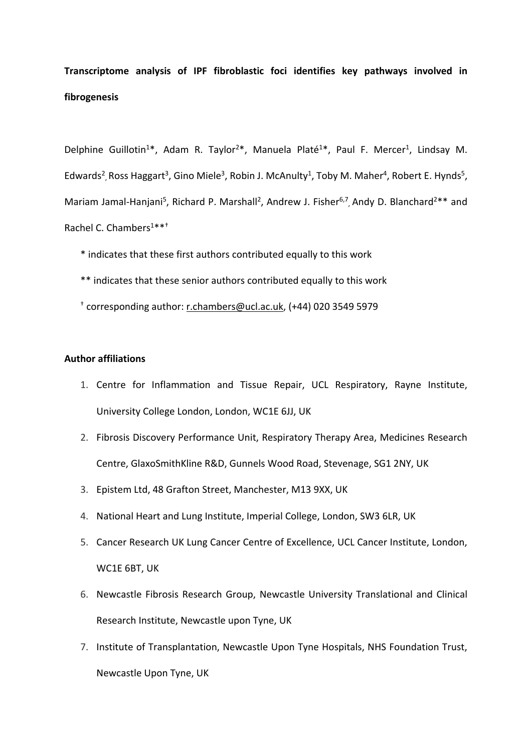# Transcriptome analysis of IPF fibroblastic foci identifies key pathways involved in fibrogenesis

Delphine Guillotin[1]*, Adam R. Taylor[2]*, Manuela Platé[1]*, Paul F. Mercer[1], Lindsay M. Edwards[2], Ross Haggart[3], Gino Miele[3], Robin J. McAnulty[1], Toby M. Maher[4], Robert E. Hynds[5], Mariam Jamal-Hanjani[5], Richard P. Marshall[2], Andrew J. Fisher[6,7], Andy D. Blanchard[2]** and Rachel C. Chambers[1]**†

\* indicates that these first authors contributed equally to this work

** indicates that these senior authors contributed equally to this work

† corresponding author: r.chambers@ucl.ac.uk, (+44) 020 3549 5979

**Author affiliations**

1. Centre for Inflammation and Tissue Repair, UCL Respiratory, Rayne Institute, University College London, London, WC1E 6JJ, UK
2. Fibrosis Discovery Performance Unit, Respiratory Therapy Area, Medicines Research Centre, GlaxoSmithKline R&D, Gunnels Wood Road, Stevenage, SG1 2NY, UK
3. Epistem Ltd, 48 Grafton Street, Manchester, M13 9XX, UK
4. National Heart and Lung Institute, Imperial College, London, SW3 6LR, UK
5. Cancer Research UK Lung Cancer Centre of Excellence, UCL Cancer Institute, London, WC1E 6BT, UK
6. Newcastle Fibrosis Research Group, Newcastle University Translational and Clinical Research Institute, Newcastle upon Tyne, UK
7. Institute of Transplantation, Newcastle Upon Tyne Hospitals, NHS Foundation Trust, Newcastle Upon Tyne, UK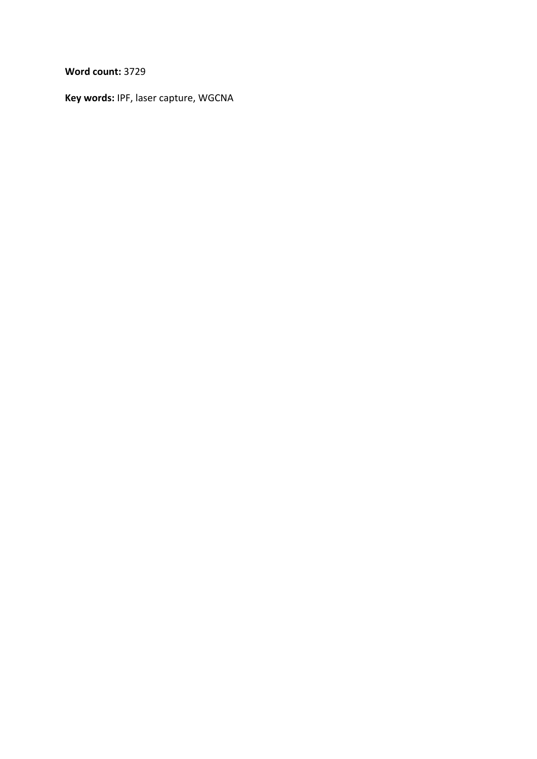**Word count:** 3729

**Key words:** IPF, laser capture, WGCNA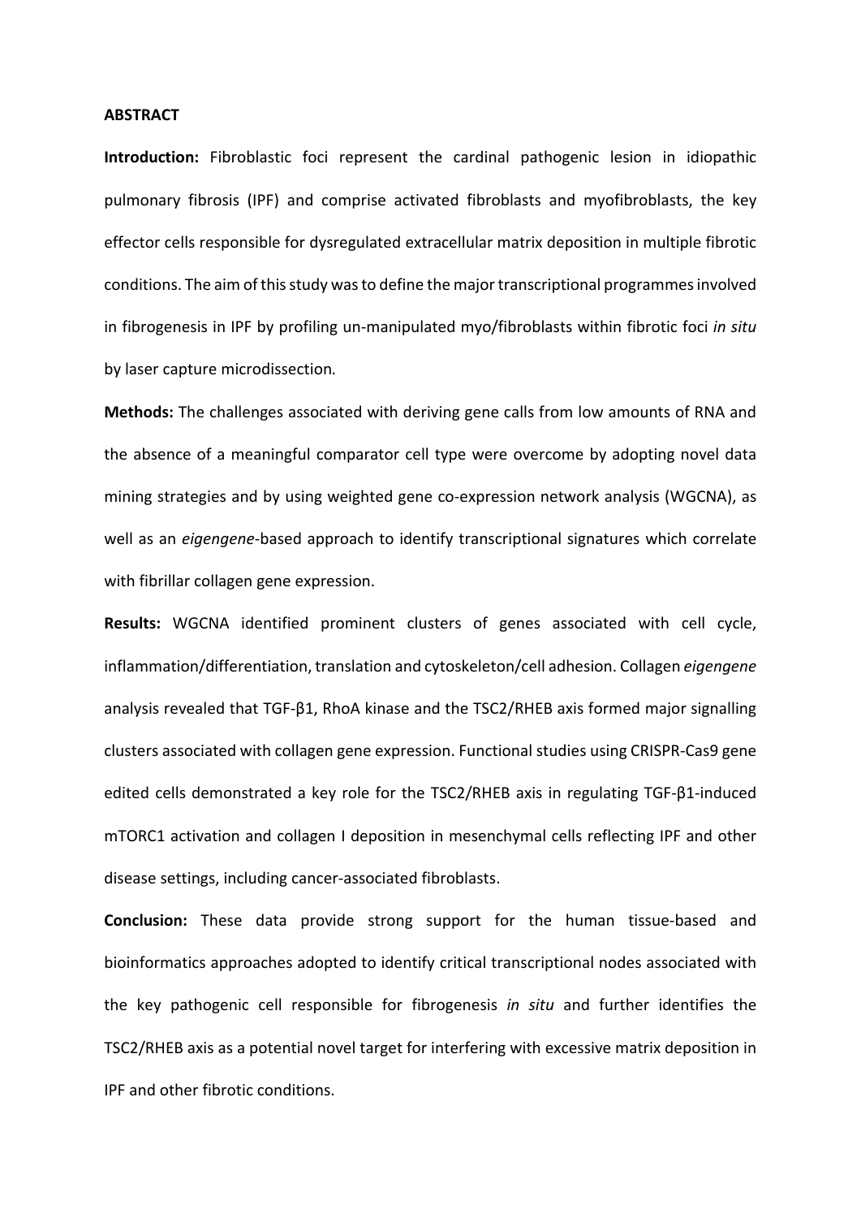**ABSTRACT**

**Introduction:** Fibroblastic foci represent the cardinal pathogenic lesion in idiopathic pulmonary fibrosis (IPF) and comprise activated fibroblasts and myofibroblasts, the key effector cells responsible for dysregulated extracellular matrix deposition in multiple fibrotic conditions. The aim of this study was to define the major transcriptional programmes involved in fibrogenesis in IPF by profiling un-manipulated myo/fibroblasts within fibrotic foci *in situ* by laser capture microdissection*.*

**Methods:** The challenges associated with deriving gene calls from low amounts of RNA and the absence of a meaningful comparator cell type were overcome by adopting novel data mining strategies and by using weighted gene co-expression network analysis (WGCNA), as well as an *eigengene*-based approach to identify transcriptional signatures which correlate with fibrillar collagen gene expression.

**Results:** WGCNA identified prominent clusters of genes associated with cell cycle, inflammation/differentiation, translation and cytoskeleton/cell adhesion. Collagen *eigengene* analysis revealed that TGF-β1, RhoA kinase and the TSC2/RHEB axis formed major signalling clusters associated with collagen gene expression. Functional studies using CRISPR-Cas9 gene edited cells demonstrated a key role for the TSC2/RHEB axis in regulating TGF-β1-induced mTORC1 activation and collagen I deposition in mesenchymal cells reflecting IPF and other disease settings, including cancer-associated fibroblasts.

**Conclusion:** These data provide strong support for the human tissue-based and bioinformatics approaches adopted to identify critical transcriptional nodes associated with the key pathogenic cell responsible for fibrogenesis *in situ* and further identifies the TSC2/RHEB axis as a potential novel target for interfering with excessive matrix deposition in IPF and other fibrotic conditions.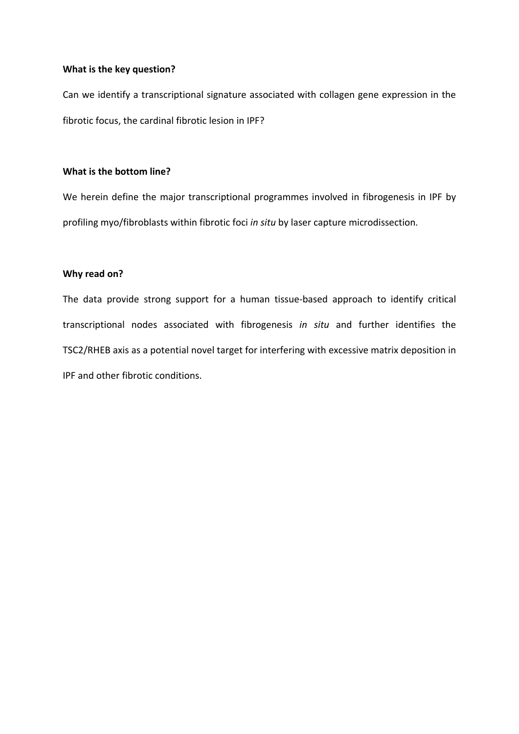**What is the key question?**

Can we identify a transcriptional signature associated with collagen gene expression in the fibrotic focus, the cardinal fibrotic lesion in IPF?

**What is the bottom line?**

We herein define the major transcriptional programmes involved in fibrogenesis in IPF by profiling myo/fibroblasts within fibrotic foci *in situ* by laser capture microdissection.

**Why read on?**

The data provide strong support for a human tissue-based approach to identify critical transcriptional nodes associated with fibrogenesis *in situ* and further identifies the TSC2/RHEB axis as a potential novel target for interfering with excessive matrix deposition in IPF and other fibrotic conditions.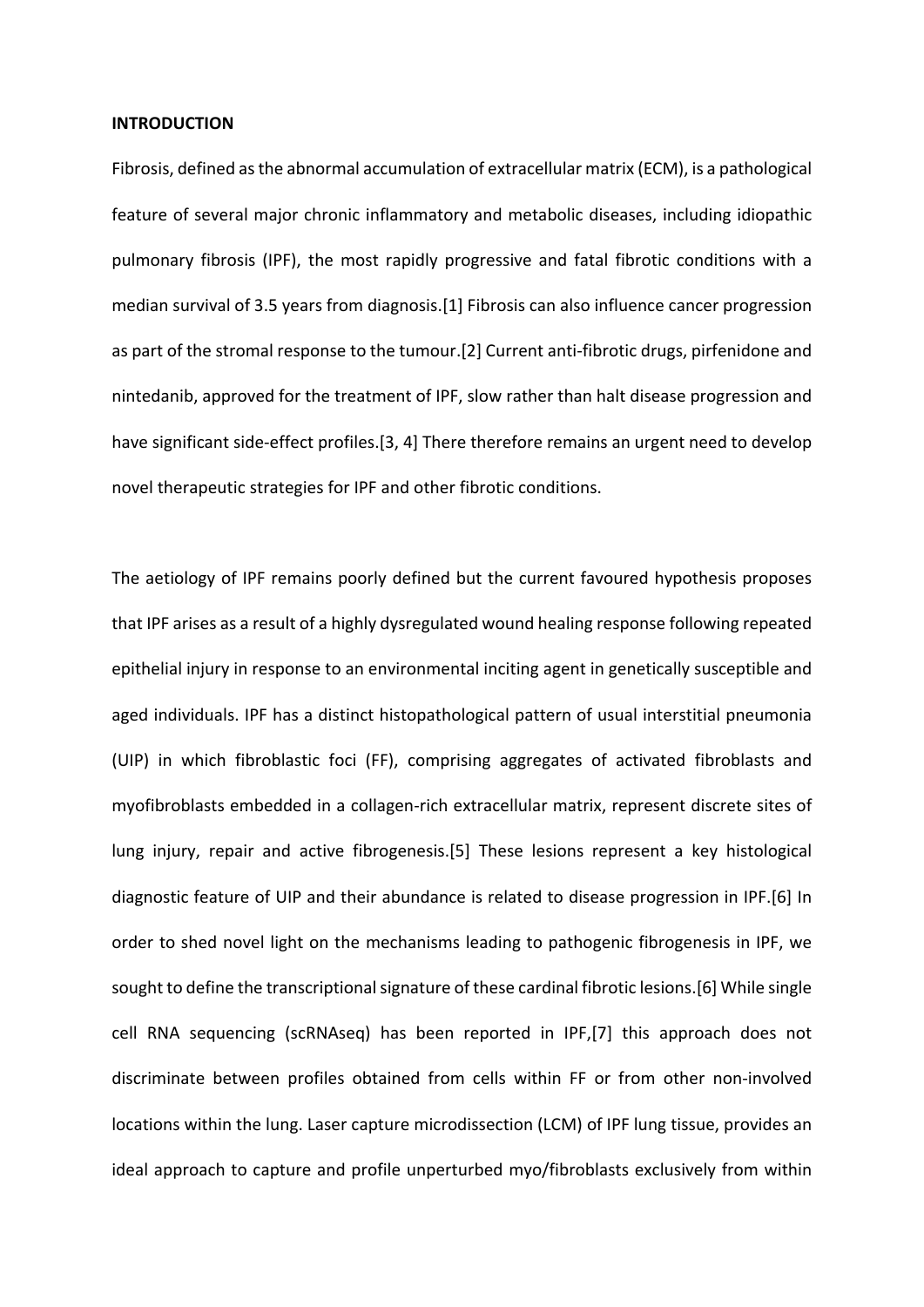**INTRODUCTION**

Fibrosis, defined as the abnormal accumulation of extracellular matrix (ECM), is a pathological feature of several major chronic inflammatory and metabolic diseases, including idiopathic pulmonary fibrosis (IPF), the most rapidly progressive and fatal fibrotic conditions with a median survival of 3.5 years from diagnosis.[1] Fibrosis can also influence cancer progression as part of the stromal response to the tumour.[2] Current anti-fibrotic drugs, pirfenidone and nintedanib, approved for the treatment of IPF, slow rather than halt disease progression and have significant side-effect profiles.[3, 4] There therefore remains an urgent need to develop novel therapeutic strategies for IPF and other fibrotic conditions.

The aetiology of IPF remains poorly defined but the current favoured hypothesis proposes that IPF arises as a result of a highly dysregulated wound healing response following repeated epithelial injury in response to an environmental inciting agent in genetically susceptible and aged individuals. IPF has a distinct histopathological pattern of usual interstitial pneumonia (UIP) in which fibroblastic foci (FF), comprising aggregates of activated fibroblasts and myofibroblasts embedded in a collagen-rich extracellular matrix, represent discrete sites of lung injury, repair and active fibrogenesis.[5] These lesions represent a key histological diagnostic feature of UIP and their abundance is related to disease progression in IPF.[6] In order to shed novel light on the mechanisms leading to pathogenic fibrogenesis in IPF, we sought to define the transcriptional signature of these cardinal fibrotic lesions.[6] While single cell RNA sequencing (scRNAseq) has been reported in IPF,[7] this approach does not discriminate between profiles obtained from cells within FF or from other non-involved locations within the lung. Laser capture microdissection (LCM) of IPF lung tissue, provides an ideal approach to capture and profile unperturbed myo/fibroblasts exclusively from within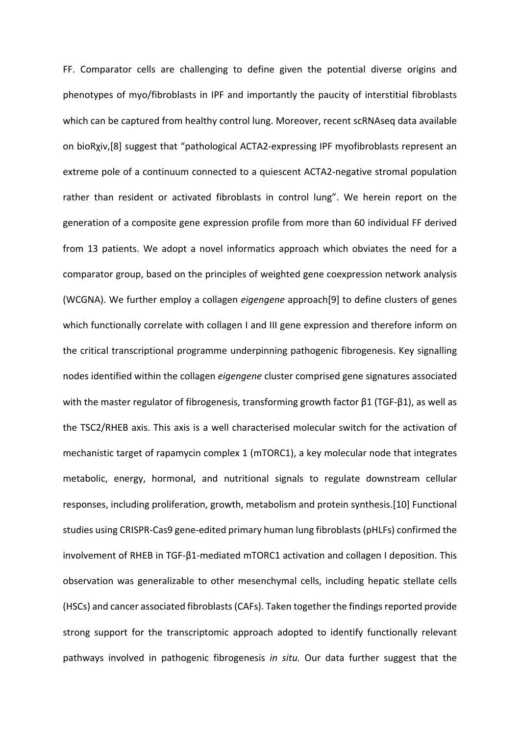FF. Comparator cells are challenging to define given the potential diverse origins and phenotypes of myo/fibroblasts in IPF and importantly the paucity of interstitial fibroblasts which can be captured from healthy control lung. Moreover, recent scRNAseq data available on bioRχiv,[8] suggest that "pathological ACTA2-expressing IPF myofibroblasts represent an extreme pole of a continuum connected to a quiescent ACTA2-negative stromal population rather than resident or activated fibroblasts in control lung". We herein report on the generation of a composite gene expression profile from more than 60 individual FF derived from 13 patients. We adopt a novel informatics approach which obviates the need for a comparator group, based on the principles of weighted gene coexpression network analysis (WCGNA). We further employ a collagen *eigengene* approach[9] to define clusters of genes which functionally correlate with collagen I and III gene expression and therefore inform on the critical transcriptional programme underpinning pathogenic fibrogenesis. Key signalling nodes identified within the collagen *eigengene* cluster comprised gene signatures associated with the master regulator of fibrogenesis, transforming growth factor β1 (TGF-β1), as well as the TSC2/RHEB axis. This axis is a well characterised molecular switch for the activation of mechanistic target of rapamycin complex 1 (mTORC1), a key molecular node that integrates metabolic, energy, hormonal, and nutritional signals to regulate downstream cellular responses, including proliferation, growth, metabolism and protein synthesis.[10] Functional studies using CRISPR-Cas9 gene-edited primary human lung fibroblasts (pHLFs) confirmed the involvement of RHEB in TGF-β1-mediated mTORC1 activation and collagen I deposition. This observation was generalizable to other mesenchymal cells, including hepatic stellate cells (HSCs) and cancer associated fibroblasts (CAFs). Taken together the findings reported provide strong support for the transcriptomic approach adopted to identify functionally relevant pathways involved in pathogenic fibrogenesis *in situ*. Our data further suggest that the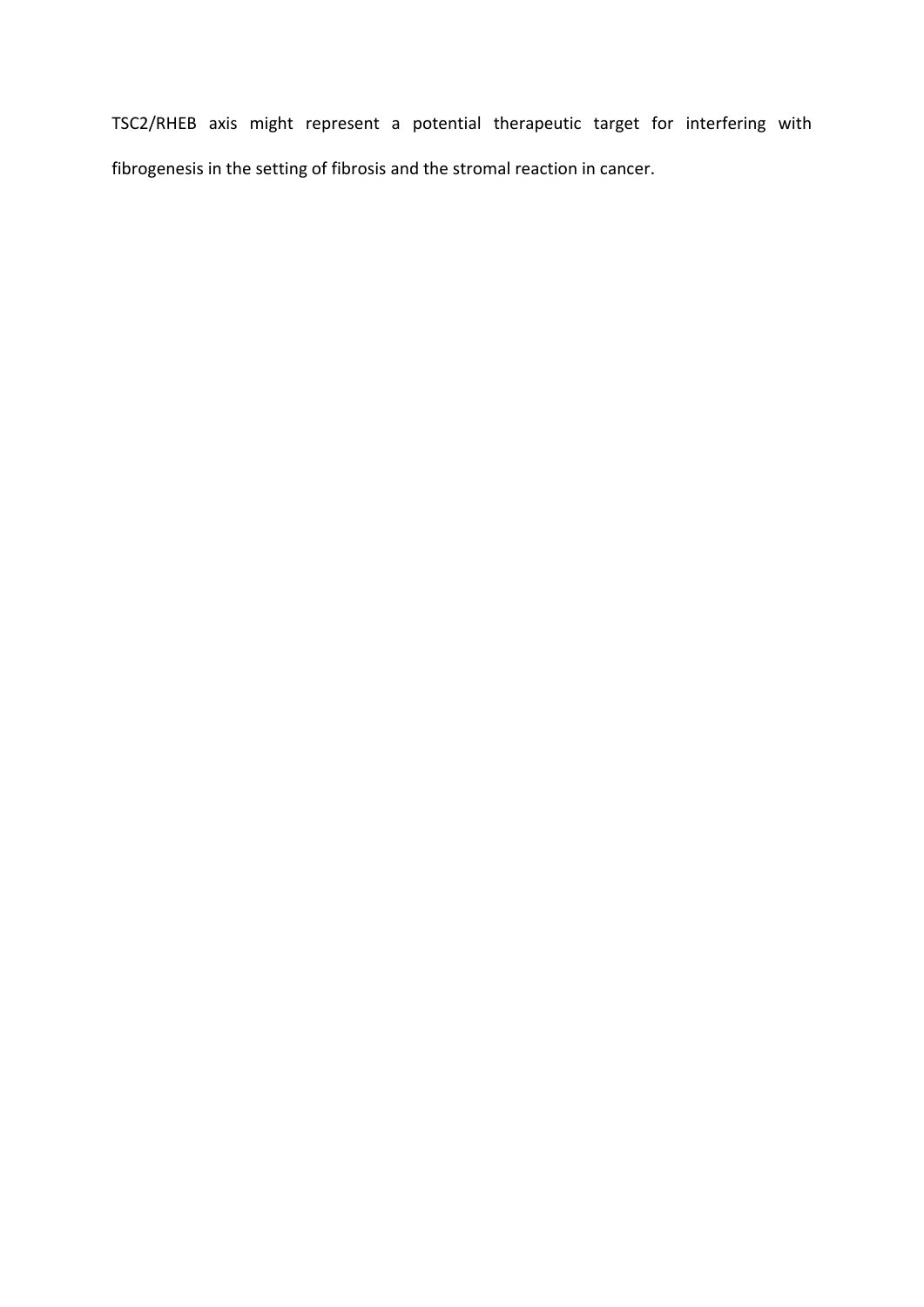TSC2/RHEB axis might represent a potential therapeutic target for interfering with fibrogenesis in the setting of fibrosis and the stromal reaction in cancer.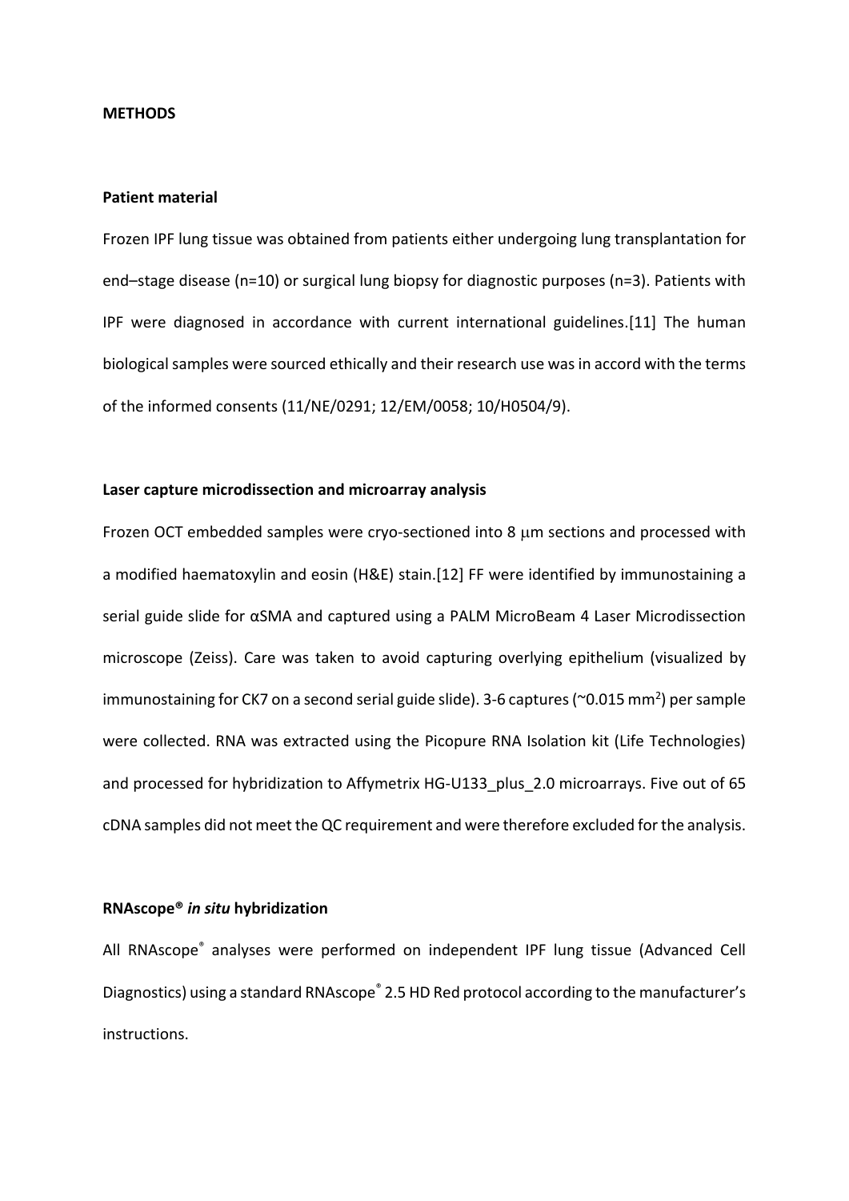## METHODS

### Patient material

Frozen IPF lung tissue was obtained from patients either undergoing lung transplantation for end–stage disease (n=10) or surgical lung biopsy for diagnostic purposes (n=3). Patients with IPF were diagnosed in accordance with current international guidelines.[11] The human biological samples were sourced ethically and their research use was in accord with the terms of the informed consents (11/NE/0291; 12/EM/0058; 10/H0504/9).

### Laser capture microdissection and microarray analysis

Frozen OCT embedded samples were cryo-sectioned into 8 μm sections and processed with a modified haematoxylin and eosin (H&E) stain.[12] FF were identified by immunostaining a serial guide slide for αSMA and captured using a PALM MicroBeam 4 Laser Microdissection microscope (Zeiss). Care was taken to avoid capturing overlying epithelium (visualized by immunostaining for CK7 on a second serial guide slide). 3-6 captures (~0.015 mm$^2$) per sample were collected. RNA was extracted using the Picopure RNA Isolation kit (Life Technologies) and processed for hybridization to Affymetrix HG-U133_plus_2.0 microarrays. Five out of 65 cDNA samples did not meet the QC requirement and were therefore excluded for the analysis.

### RNAscope® *in situ* hybridization

All RNAscope® analyses were performed on independent IPF lung tissue (Advanced Cell Diagnostics) using a standard RNAscope® 2.5 HD Red protocol according to the manufacturer's instructions.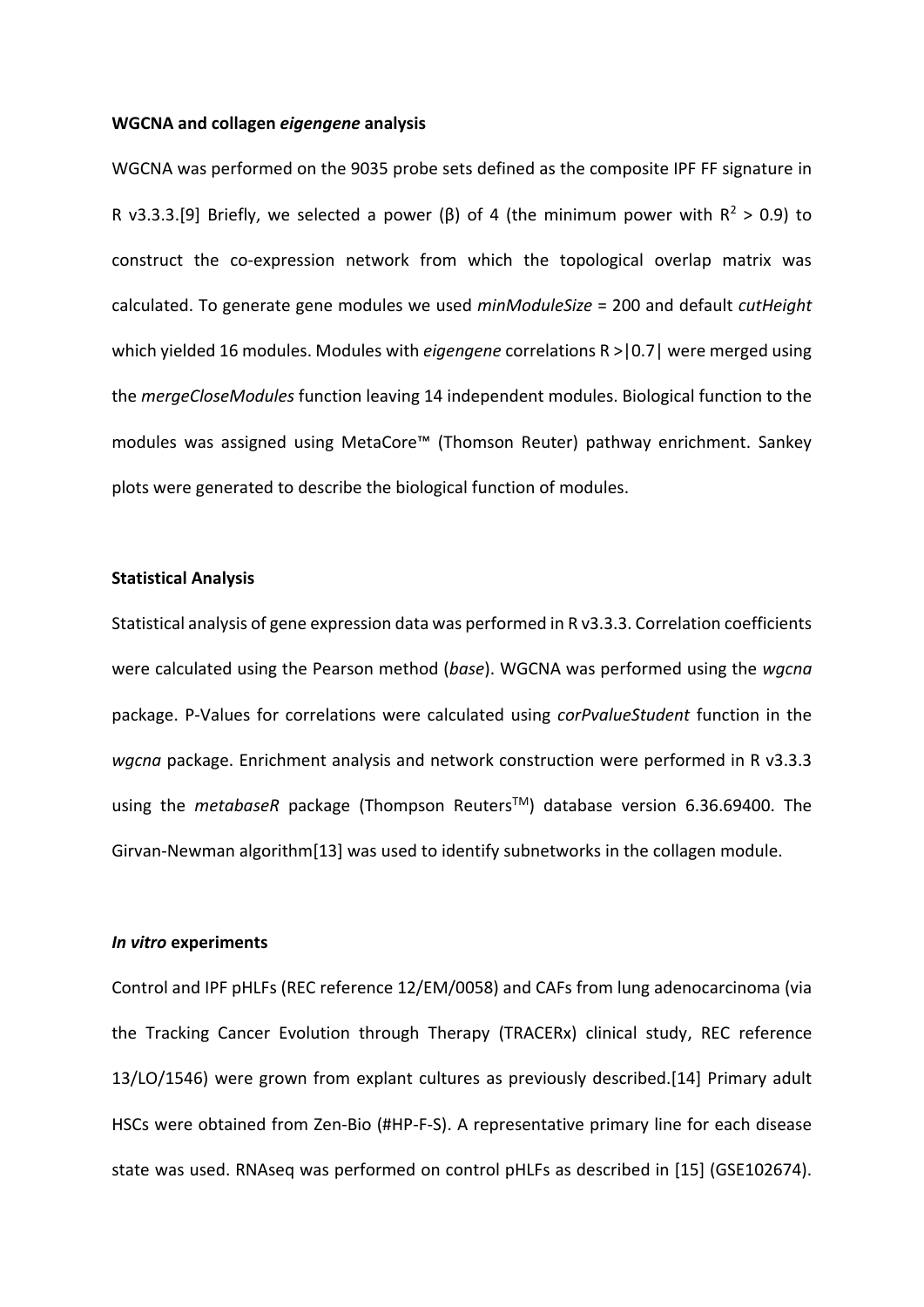**WGCNA and collagen *eigengene* analysis**

WGCNA was performed on the 9035 probe sets defined as the composite IPF FF signature in R v3.3.3.[9] Briefly, we selected a power (β) of 4 (the minimum power with $R^2 > 0.9$) to construct the co-expression network from which the topological overlap matrix was calculated. To generate gene modules we used *minModuleSize* = 200 and default *cutHeight* which yielded 16 modules. Modules with *eigengene* correlations R >|0.7| were merged using the *mergeCloseModules* function leaving 14 independent modules. Biological function to the modules was assigned using MetaCore™ (Thomson Reuter) pathway enrichment. Sankey plots were generated to describe the biological function of modules.

**Statistical Analysis**

Statistical analysis of gene expression data was performed in R v3.3.3. Correlation coefficients were calculated using the Pearson method (*base*). WGCNA was performed using the *wgcna* package. P-Values for correlations were calculated using *corPvalueStudent* function in the *wgcna* package. Enrichment analysis and network construction were performed in R v3.3.3 using the *metabaseR* package (Thompson Reuters™) database version 6.36.69400. The Girvan-Newman algorithm[13] was used to identify subnetworks in the collagen module.

***In vitro* experiments**

Control and IPF pHLFs (REC reference 12/EM/0058) and CAFs from lung adenocarcinoma (via the Tracking Cancer Evolution through Therapy (TRACERx) clinical study, REC reference 13/LO/1546) were grown from explant cultures as previously described.[14] Primary adult HSCs were obtained from Zen-Bio (#HP-F-S). A representative primary line for each disease state was used. RNAseq was performed on control pHLFs as described in [15] (GSE102674).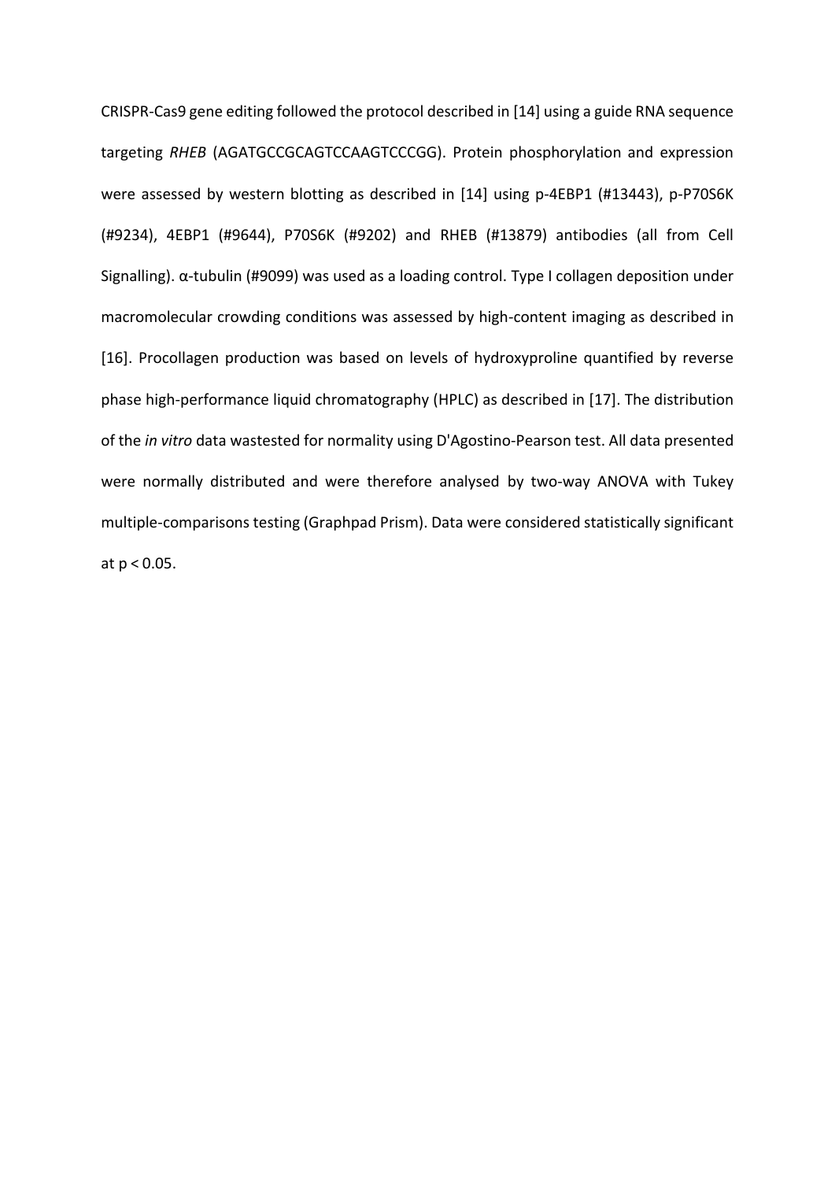CRISPR-Cas9 gene editing followed the protocol described in [14] using a guide RNA sequence targeting *RHEB* (AGATGCCGCAGTCCAAGTCCCGG). Protein phosphorylation and expression were assessed by western blotting as described in [14] using p-4EBP1 (#13443), p-P70S6K (#9234), 4EBP1 (#9644), P70S6K (#9202) and RHEB (#13879) antibodies (all from Cell Signalling). α-tubulin (#9099) was used as a loading control. Type I collagen deposition under macromolecular crowding conditions was assessed by high-content imaging as described in [16]. Procollagen production was based on levels of hydroxyproline quantified by reverse phase high-performance liquid chromatography (HPLC) as described in [17]. The distribution of the *in vitro* data wastested for normality using D'Agostino-Pearson test. All data presented were normally distributed and were therefore analysed by two-way ANOVA with Tukey multiple-comparisons testing (Graphpad Prism). Data were considered statistically significant at $p < 0.05$.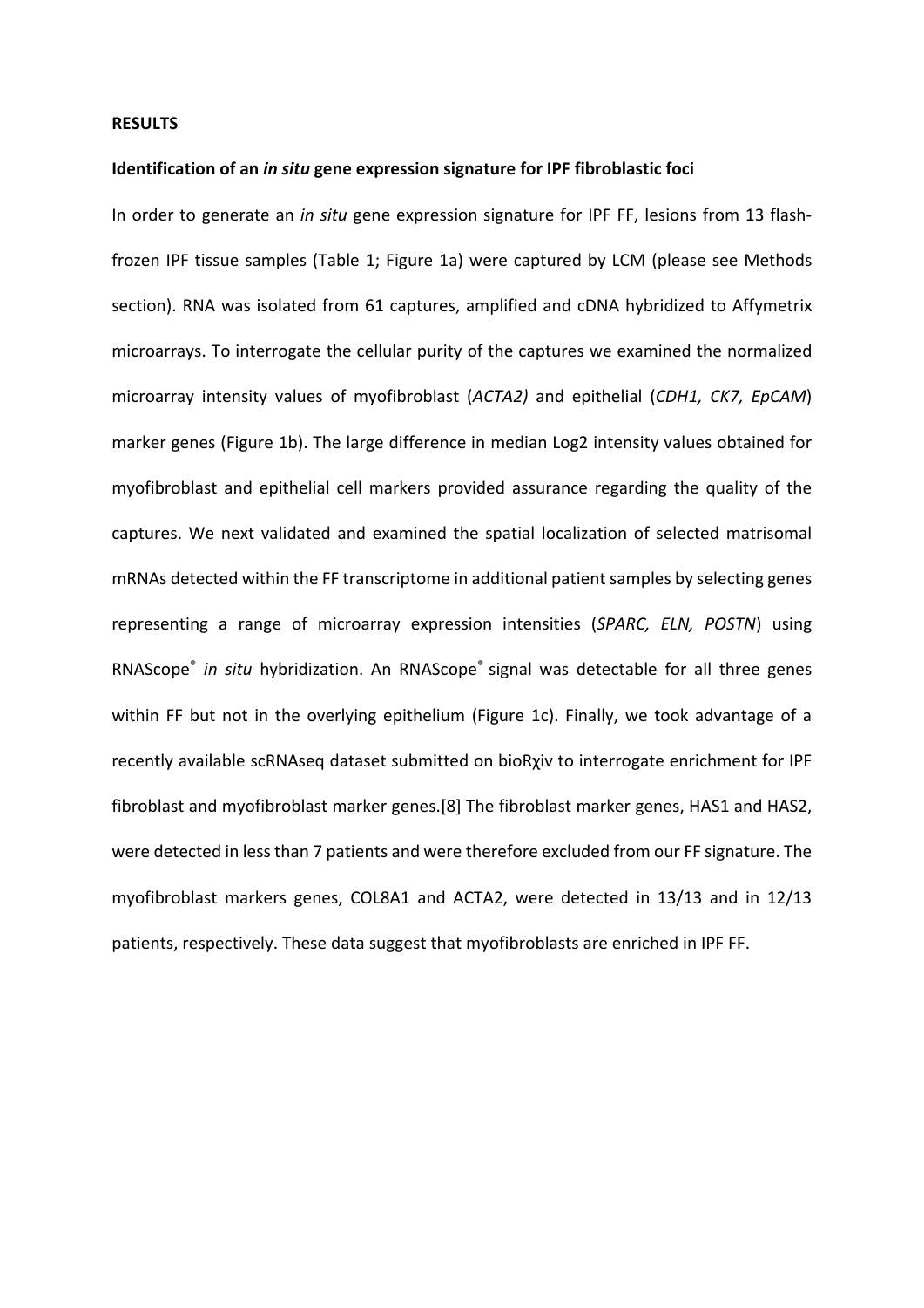**RESULTS**

**Identification of an *in situ* gene expression signature for IPF fibroblastic foci**

In order to generate an *in situ* gene expression signature for IPF FF, lesions from 13 flash-frozen IPF tissue samples (Table 1; Figure 1a) were captured by LCM (please see Methods section). RNA was isolated from 61 captures, amplified and cDNA hybridized to Affymetrix microarrays. To interrogate the cellular purity of the captures we examined the normalized microarray intensity values of myofibroblast (*ACTA2)* and epithelial (*CDH1, CK7, EpCAM*) marker genes (Figure 1b). The large difference in median Log2 intensity values obtained for myofibroblast and epithelial cell markers provided assurance regarding the quality of the captures. We next validated and examined the spatial localization of selected matrisomal mRNAs detected within the FF transcriptome in additional patient samples by selecting genes representing a range of microarray expression intensities (*SPARC, ELN, POSTN*) using RNAScope® *in situ* hybridization. An RNAScope® signal was detectable for all three genes within FF but not in the overlying epithelium (Figure 1c). Finally, we took advantage of a recently available scRNAseq dataset submitted on bioRχiv to interrogate enrichment for IPF fibroblast and myofibroblast marker genes.[8] The fibroblast marker genes, HAS1 and HAS2, were detected in less than 7 patients and were therefore excluded from our FF signature. The myofibroblast markers genes, COL8A1 and ACTA2, were detected in 13/13 and in 12/13 patients, respectively. These data suggest that myofibroblasts are enriched in IPF FF.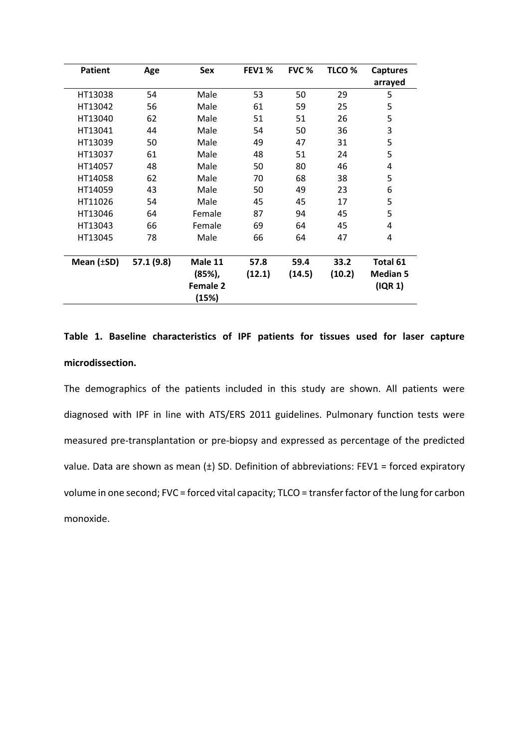| Patient | Age | Sex | FEV1 % | FVC % | TLCO % | Captures arrayed |
|---|---|---|---|---|---|---|
| HT13038 | 54 | Male | 53 | 50 | 29 | 5 |
| HT13042 | 56 | Male | 61 | 59 | 25 | 5 |
| HT13040 | 62 | Male | 51 | 51 | 26 | 5 |
| HT13041 | 44 | Male | 54 | 50 | 36 | 3 |
| HT13039 | 50 | Male | 49 | 47 | 31 | 5 |
| HT13037 | 61 | Male | 48 | 51 | 24 | 5 |
| HT14057 | 48 | Male | 50 | 80 | 46 | 4 |
| HT14058 | 62 | Male | 70 | 68 | 38 | 5 |
| HT14059 | 43 | Male | 50 | 49 | 23 | 6 |
| HT11026 | 54 | Male | 45 | 45 | 17 | 5 |
| HT13046 | 64 | Female | 87 | 94 | 45 | 5 |
| HT13043 | 66 | Female | 69 | 64 | 45 | 4 |
| HT13045 | 78 | Male | 66 | 64 | 47 | 4 |
| **Mean (±SD)** | **57.1 (9.8)** | **Male 11 (85%), Female 2 (15%)** | **57.8 (12.1)** | **59.4 (14.5)** | **33.2 (10.2)** | **Total 61 Median 5 (IQR 1)** |

**Table 1. Baseline characteristics of IPF patients for tissues used for laser capture microdissection.**

The demographics of the patients included in this study are shown. All patients were diagnosed with IPF in line with ATS/ERS 2011 guidelines. Pulmonary function tests were measured pre-transplantation or pre-biopsy and expressed as percentage of the predicted value. Data are shown as mean (±) SD. Definition of abbreviations: FEV1 = forced expiratory volume in one second; FVC = forced vital capacity; TLCO = transfer factor of the lung for carbon monoxide.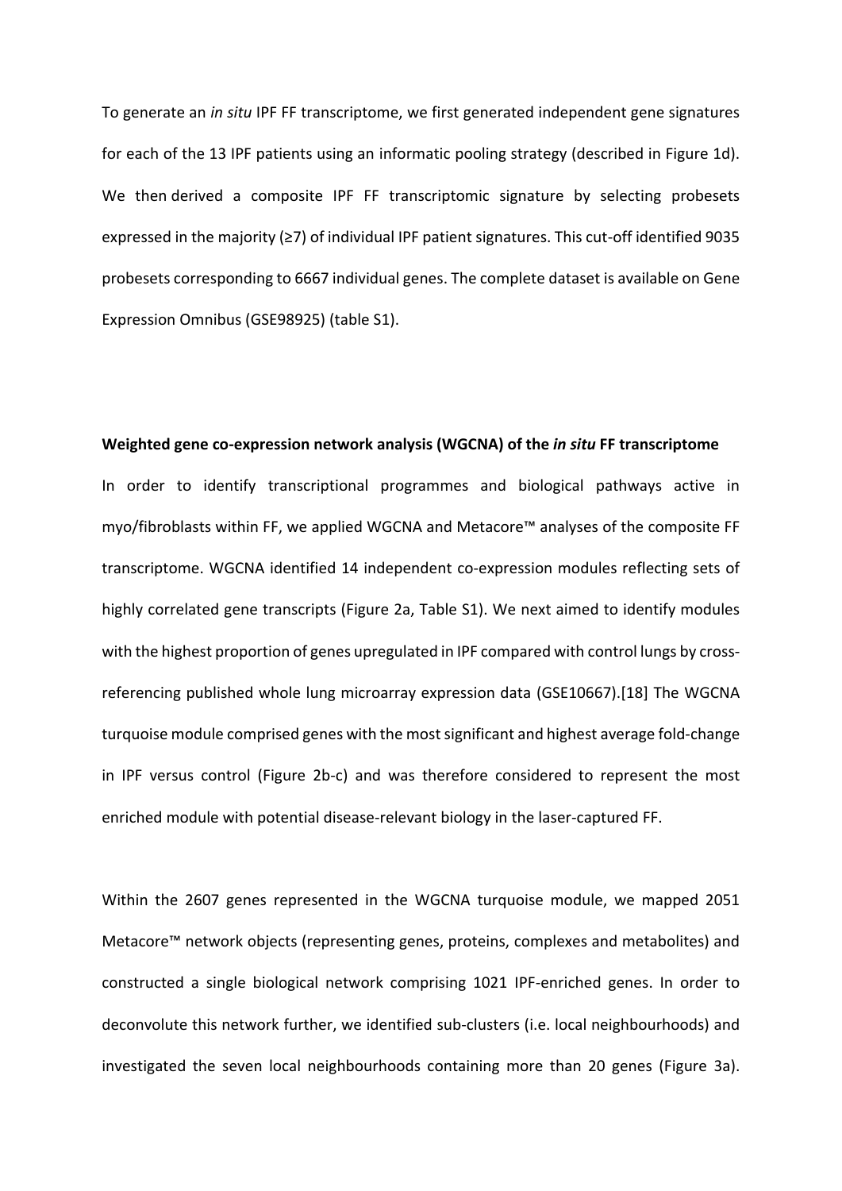To generate an *in situ* IPF FF transcriptome, we first generated independent gene signatures for each of the 13 IPF patients using an informatic pooling strategy (described in Figure 1d). We then derived a composite IPF FF transcriptomic signature by selecting probesets expressed in the majority (≥7) of individual IPF patient signatures. This cut-off identified 9035 probesets corresponding to 6667 individual genes. The complete dataset is available on Gene Expression Omnibus (GSE98925) (table S1).

**Weighted gene co-expression network analysis (WGCNA) of the *in situ* FF transcriptome**

In order to identify transcriptional programmes and biological pathways active in myo/fibroblasts within FF, we applied WGCNA and Metacore™ analyses of the composite FF transcriptome. WGCNA identified 14 independent co-expression modules reflecting sets of highly correlated gene transcripts (Figure 2a, Table S1). We next aimed to identify modules with the highest proportion of genes upregulated in IPF compared with control lungs by cross-referencing published whole lung microarray expression data (GSE10667).[18] The WGCNA turquoise module comprised genes with the most significant and highest average fold-change in IPF versus control (Figure 2b-c) and was therefore considered to represent the most enriched module with potential disease-relevant biology in the laser-captured FF.

Within the 2607 genes represented in the WGCNA turquoise module, we mapped 2051 Metacore™ network objects (representing genes, proteins, complexes and metabolites) and constructed a single biological network comprising 1021 IPF-enriched genes. In order to deconvolute this network further, we identified sub-clusters (i.e. local neighbourhoods) and investigated the seven local neighbourhoods containing more than 20 genes (Figure 3a).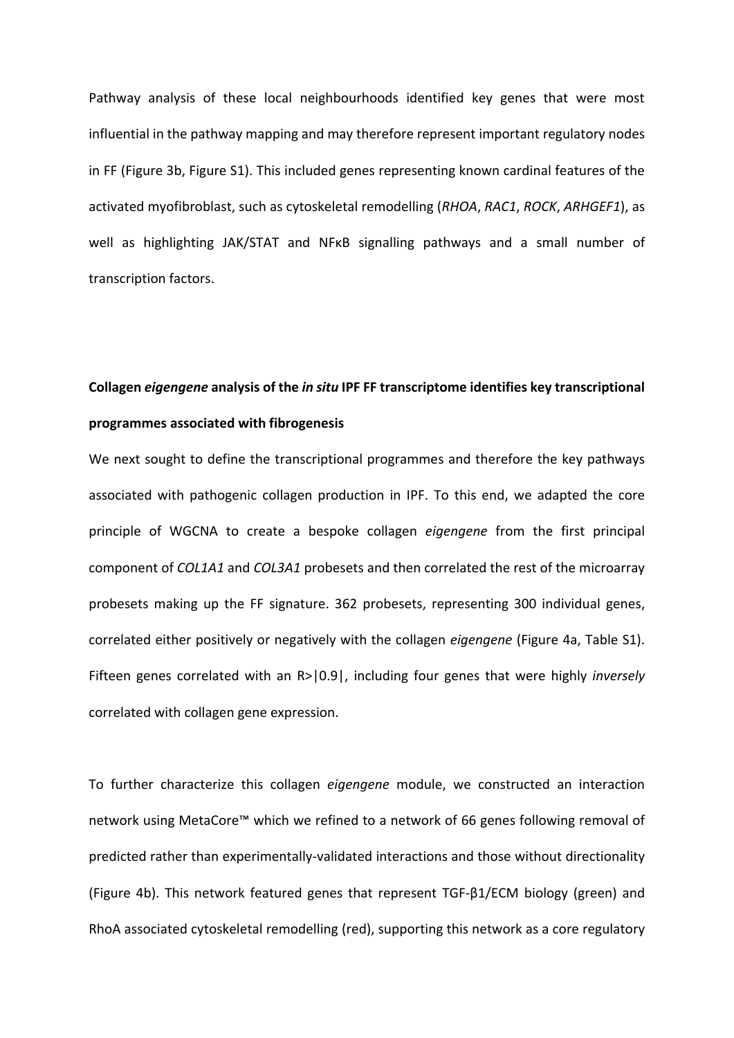Pathway analysis of these local neighbourhoods identified key genes that were most influential in the pathway mapping and may therefore represent important regulatory nodes in FF (Figure 3b, Figure S1). This included genes representing known cardinal features of the activated myofibroblast, such as cytoskeletal remodelling (*RHOA*, *RAC1*, *ROCK*, *ARHGEF1*), as well as highlighting JAK/STAT and NFκB signalling pathways and a small number of transcription factors.

**Collagen *eigengene* analysis of the *in situ* IPF FF transcriptome identifies key transcriptional programmes associated with fibrogenesis**

We next sought to define the transcriptional programmes and therefore the key pathways associated with pathogenic collagen production in IPF. To this end, we adapted the core principle of WGCNA to create a bespoke collagen *eigengene* from the first principal component of *COL1A1* and *COL3A1* probesets and then correlated the rest of the microarray probesets making up the FF signature. 362 probesets, representing 300 individual genes, correlated either positively or negatively with the collagen *eigengene* (Figure 4a, Table S1). Fifteen genes correlated with an $R>|0.9|$, including four genes that were highly *inversely* correlated with collagen gene expression.

To further characterize this collagen *eigengene* module, we constructed an interaction network using MetaCore™ which we refined to a network of 66 genes following removal of predicted rather than experimentally-validated interactions and those without directionality (Figure 4b). This network featured genes that represent TGF-β1/ECM biology (green) and RhoA associated cytoskeletal remodelling (red), supporting this network as a core regulatory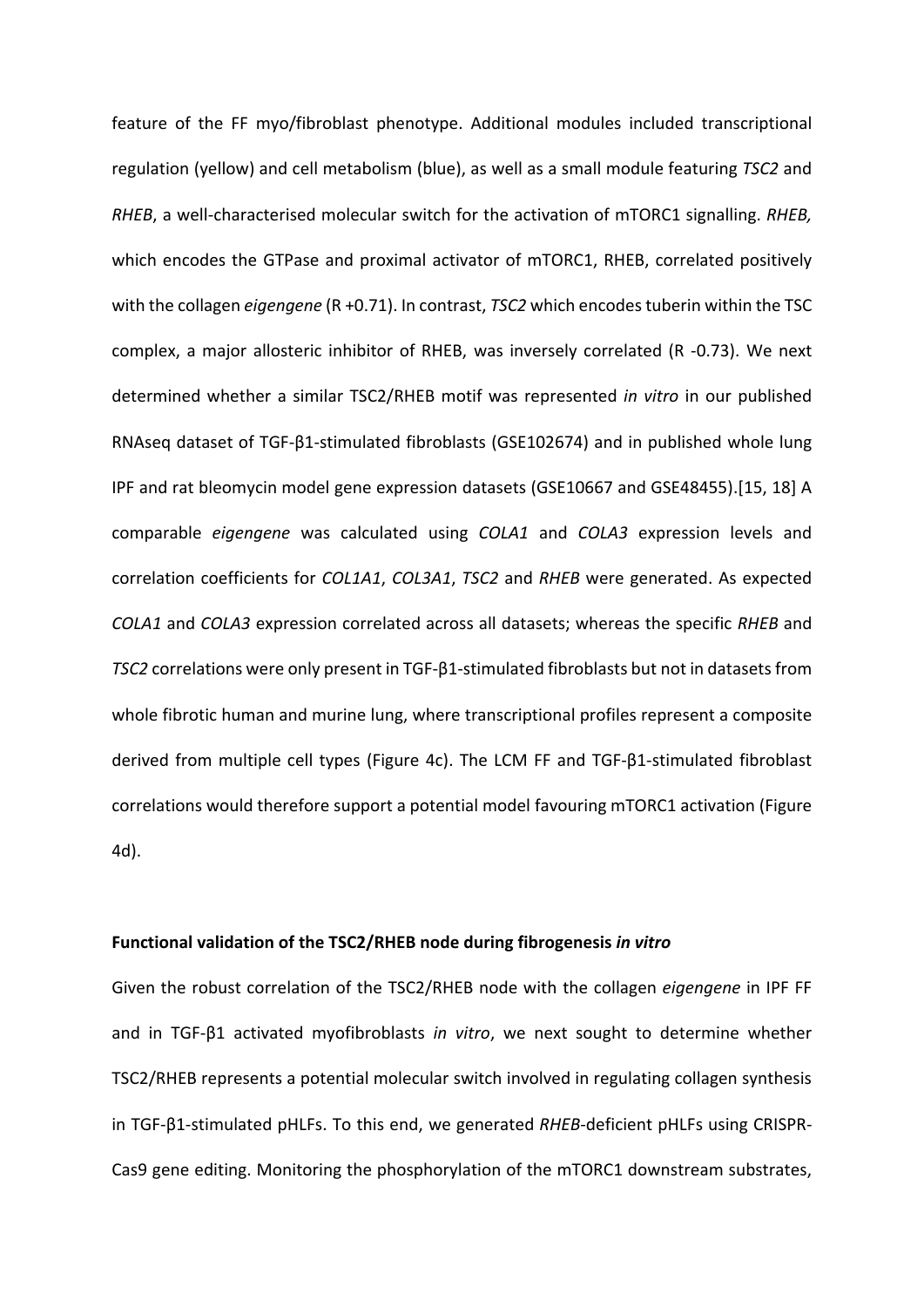feature of the FF myo/fibroblast phenotype. Additional modules included transcriptional regulation (yellow) and cell metabolism (blue), as well as a small module featuring *TSC2* and *RHEB*, a well-characterised molecular switch for the activation of mTORC1 signalling. *RHEB,* which encodes the GTPase and proximal activator of mTORC1, RHEB, correlated positively with the collagen *eigengene* (R +0.71). In contrast, *TSC2* which encodes tuberin within the TSC complex, a major allosteric inhibitor of RHEB, was inversely correlated (R -0.73). We next determined whether a similar TSC2/RHEB motif was represented *in vitro* in our published RNAseq dataset of TGF-β1-stimulated fibroblasts (GSE102674) and in published whole lung IPF and rat bleomycin model gene expression datasets (GSE10667 and GSE48455).[15, 18] A comparable *eigengene* was calculated using *COLA1* and *COLA3* expression levels and correlation coefficients for *COL1A1*, *COL3A1*, *TSC2* and *RHEB* were generated. As expected *COLA1* and *COLA3* expression correlated across all datasets; whereas the specific *RHEB* and *TSC2* correlations were only present in TGF-β1-stimulated fibroblasts but not in datasets from whole fibrotic human and murine lung, where transcriptional profiles represent a composite derived from multiple cell types (Figure 4c). The LCM FF and TGF-β1-stimulated fibroblast correlations would therefore support a potential model favouring mTORC1 activation (Figure 4d).

**Functional validation of the TSC2/RHEB node during fibrogenesis *in vitro***

Given the robust correlation of the TSC2/RHEB node with the collagen *eigengene* in IPF FF and in TGF-β1 activated myofibroblasts *in vitro*, we next sought to determine whether TSC2/RHEB represents a potential molecular switch involved in regulating collagen synthesis in TGF-β1-stimulated pHLFs. To this end, we generated *RHEB*-deficient pHLFs using CRISPR-Cas9 gene editing. Monitoring the phosphorylation of the mTORC1 downstream substrates,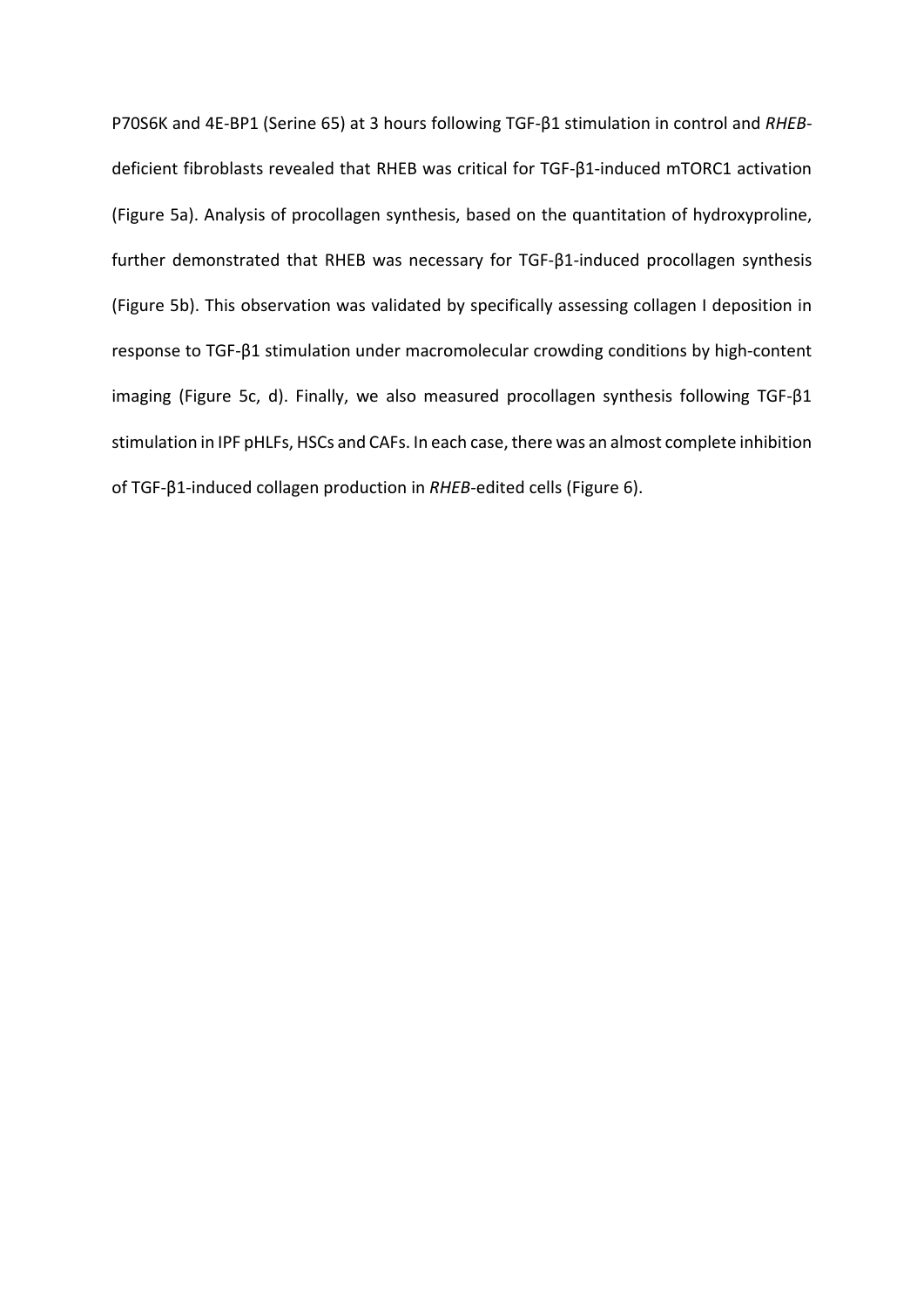P70S6K and 4E-BP1 (Serine 65) at 3 hours following TGF-β1 stimulation in control and *RHEB*-deficient fibroblasts revealed that RHEB was critical for TGF-β1-induced mTORC1 activation (Figure 5a). Analysis of procollagen synthesis, based on the quantitation of hydroxyproline, further demonstrated that RHEB was necessary for TGF-β1-induced procollagen synthesis (Figure 5b). This observation was validated by specifically assessing collagen I deposition in response to TGF-β1 stimulation under macromolecular crowding conditions by high-content imaging (Figure 5c, d). Finally, we also measured procollagen synthesis following TGF-β1 stimulation in IPF pHLFs, HSCs and CAFs. In each case, there was an almost complete inhibition of TGF-β1-induced collagen production in *RHEB*-edited cells (Figure 6).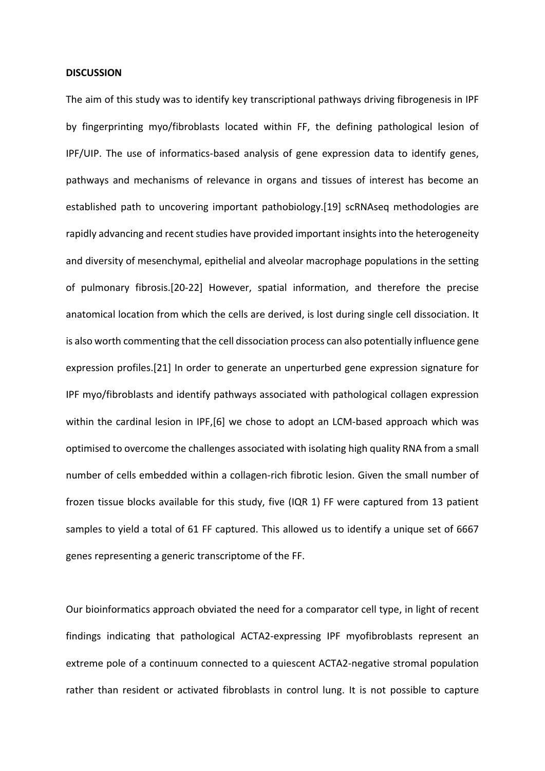**DISCUSSION**

The aim of this study was to identify key transcriptional pathways driving fibrogenesis in IPF by fingerprinting myo/fibroblasts located within FF, the defining pathological lesion of IPF/UIP. The use of informatics-based analysis of gene expression data to identify genes, pathways and mechanisms of relevance in organs and tissues of interest has become an established path to uncovering important pathobiology.[19] scRNAseq methodologies are rapidly advancing and recent studies have provided important insights into the heterogeneity and diversity of mesenchymal, epithelial and alveolar macrophage populations in the setting of pulmonary fibrosis.[20-22] However, spatial information, and therefore the precise anatomical location from which the cells are derived, is lost during single cell dissociation. It is also worth commenting that the cell dissociation process can also potentially influence gene expression profiles.[21] In order to generate an unperturbed gene expression signature for IPF myo/fibroblasts and identify pathways associated with pathological collagen expression within the cardinal lesion in IPF,[6] we chose to adopt an LCM-based approach which was optimised to overcome the challenges associated with isolating high quality RNA from a small number of cells embedded within a collagen-rich fibrotic lesion. Given the small number of frozen tissue blocks available for this study, five (IQR 1) FF were captured from 13 patient samples to yield a total of 61 FF captured. This allowed us to identify a unique set of 6667 genes representing a generic transcriptome of the FF.

Our bioinformatics approach obviated the need for a comparator cell type, in light of recent findings indicating that pathological ACTA2-expressing IPF myofibroblasts represent an extreme pole of a continuum connected to a quiescent ACTA2-negative stromal population rather than resident or activated fibroblasts in control lung. It is not possible to capture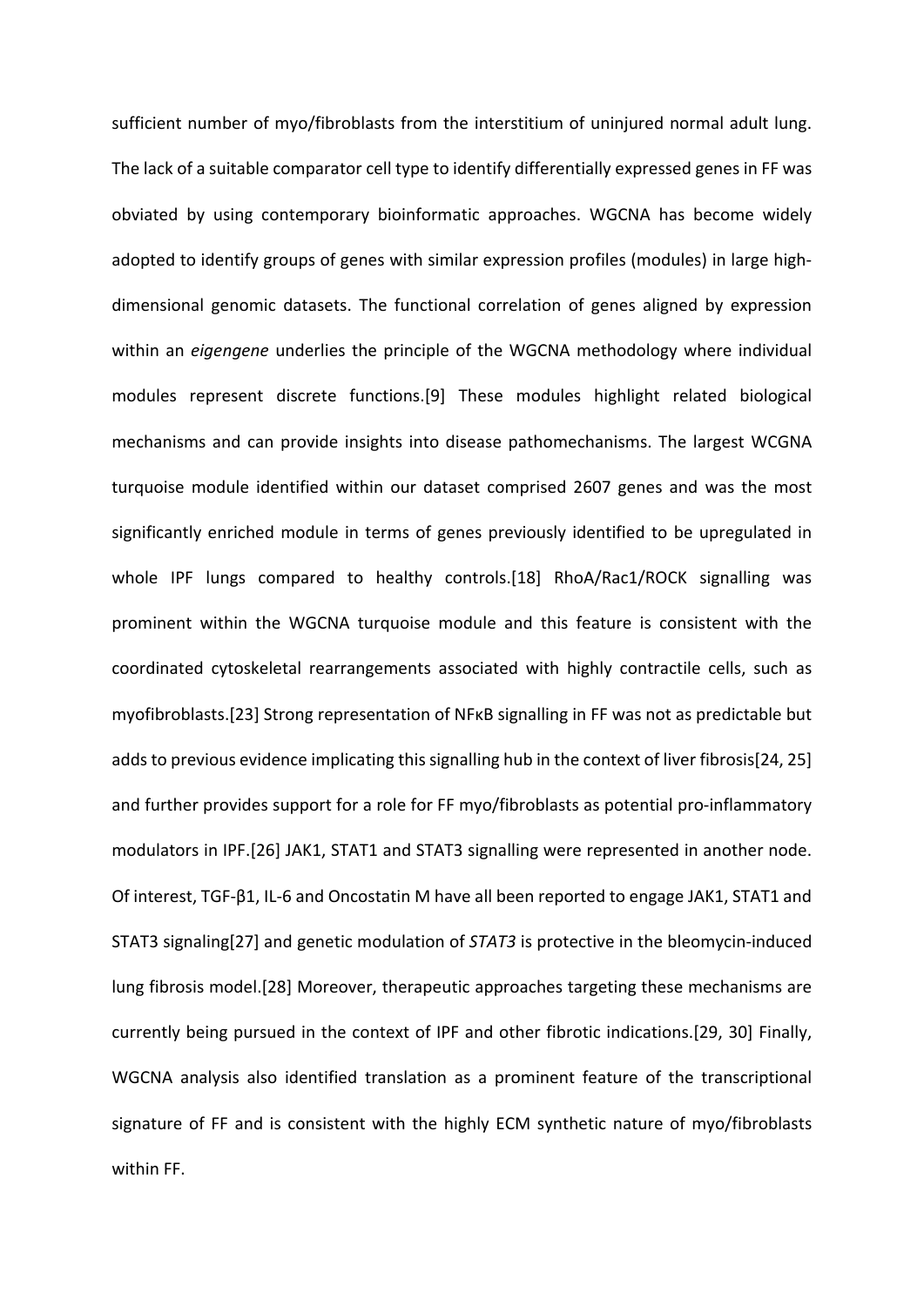sufficient number of myo/fibroblasts from the interstitium of uninjured normal adult lung. The lack of a suitable comparator cell type to identify differentially expressed genes in FF was obviated by using contemporary bioinformatic approaches. WGCNA has become widely adopted to identify groups of genes with similar expression profiles (modules) in large high-dimensional genomic datasets. The functional correlation of genes aligned by expression within an *eigengene* underlies the principle of the WGCNA methodology where individual modules represent discrete functions.[9] These modules highlight related biological mechanisms and can provide insights into disease pathomechanisms. The largest WCGNA turquoise module identified within our dataset comprised 2607 genes and was the most significantly enriched module in terms of genes previously identified to be upregulated in whole IPF lungs compared to healthy controls.[18] RhoA/Rac1/ROCK signalling was prominent within the WGCNA turquoise module and this feature is consistent with the coordinated cytoskeletal rearrangements associated with highly contractile cells, such as myofibroblasts.[23] Strong representation of NFκB signalling in FF was not as predictable but adds to previous evidence implicating this signalling hub in the context of liver fibrosis[24, 25] and further provides support for a role for FF myo/fibroblasts as potential pro-inflammatory modulators in IPF.[26] JAK1, STAT1 and STAT3 signalling were represented in another node. Of interest, TGF-β1, IL-6 and Oncostatin M have all been reported to engage JAK1, STAT1 and STAT3 signaling[27] and genetic modulation of *STAT3* is protective in the bleomycin-induced lung fibrosis model.[28] Moreover, therapeutic approaches targeting these mechanisms are currently being pursued in the context of IPF and other fibrotic indications.[29, 30] Finally, WGCNA analysis also identified translation as a prominent feature of the transcriptional signature of FF and is consistent with the highly ECM synthetic nature of myo/fibroblasts within FF.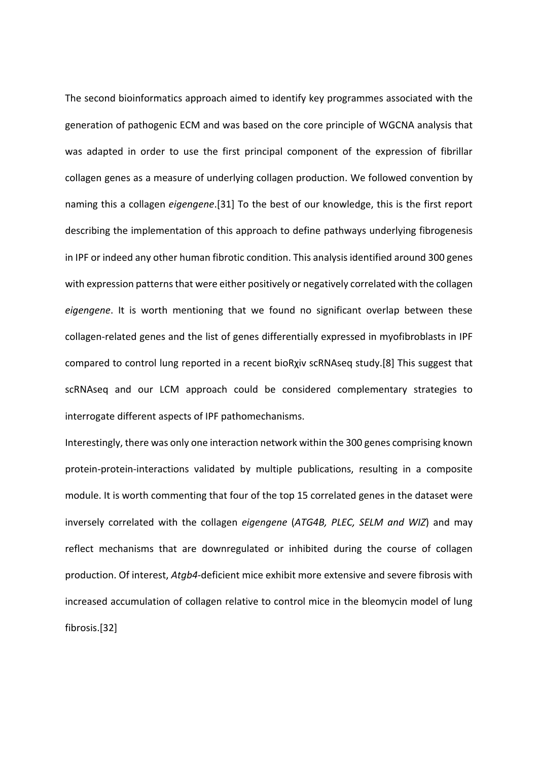The second bioinformatics approach aimed to identify key programmes associated with the generation of pathogenic ECM and was based on the core principle of WGCNA analysis that was adapted in order to use the first principal component of the expression of fibrillar collagen genes as a measure of underlying collagen production. We followed convention by naming this a collagen *eigengene*.[31] To the best of our knowledge, this is the first report describing the implementation of this approach to define pathways underlying fibrogenesis in IPF or indeed any other human fibrotic condition. This analysis identified around 300 genes with expression patterns that were either positively or negatively correlated with the collagen *eigengene*. It is worth mentioning that we found no significant overlap between these collagen-related genes and the list of genes differentially expressed in myofibroblasts in IPF compared to control lung reported in a recent bioRχiv scRNAseq study.[8] This suggest that scRNAseq and our LCM approach could be considered complementary strategies to interrogate different aspects of IPF pathomechanisms.

Interestingly, there was only one interaction network within the 300 genes comprising known protein-protein-interactions validated by multiple publications, resulting in a composite module. It is worth commenting that four of the top 15 correlated genes in the dataset were inversely correlated with the collagen *eigengene* (*ATG4B, PLEC, SELM and WIZ*) and may reflect mechanisms that are downregulated or inhibited during the course of collagen production. Of interest, *Atgb4*-deficient mice exhibit more extensive and severe fibrosis with increased accumulation of collagen relative to control mice in the bleomycin model of lung fibrosis.[32]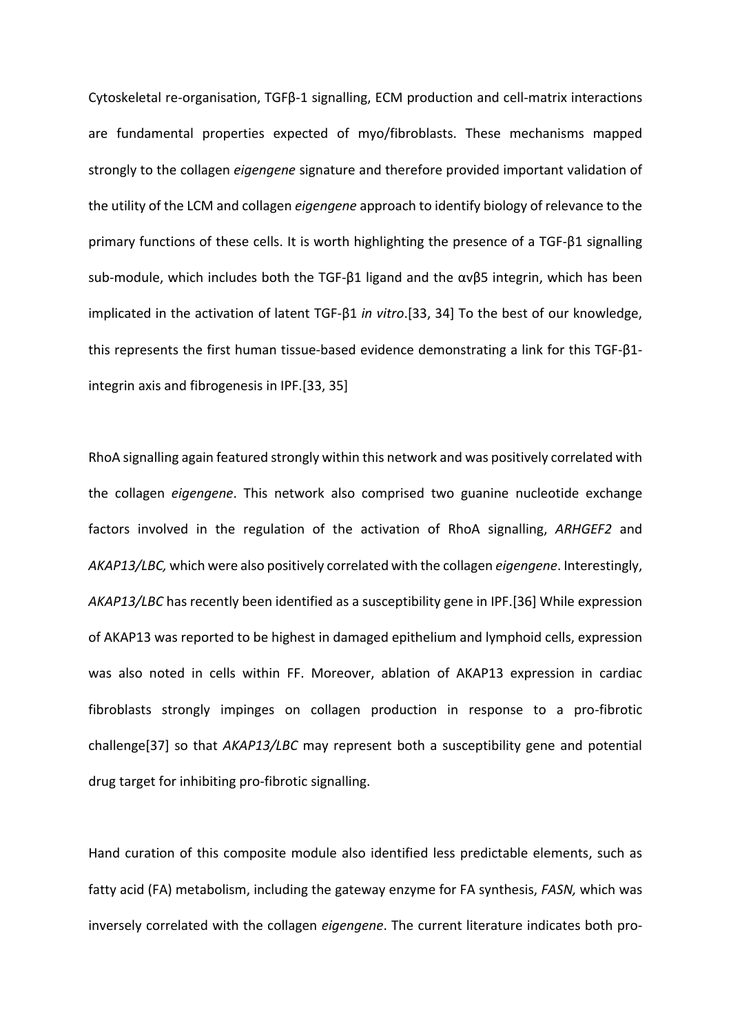Cytoskeletal re-organisation, TGFβ-1 signalling, ECM production and cell-matrix interactions are fundamental properties expected of myo/fibroblasts. These mechanisms mapped strongly to the collagen *eigengene* signature and therefore provided important validation of the utility of the LCM and collagen *eigengene* approach to identify biology of relevance to the primary functions of these cells. It is worth highlighting the presence of a TGF-β1 signalling sub-module, which includes both the TGF-β1 ligand and the αvβ5 integrin, which has been implicated in the activation of latent TGF-β1 *in vitro*.[33, 34] To the best of our knowledge, this represents the first human tissue-based evidence demonstrating a link for this TGF-β1-integrin axis and fibrogenesis in IPF.[33, 35]

RhoA signalling again featured strongly within this network and was positively correlated with the collagen *eigengene*. This network also comprised two guanine nucleotide exchange factors involved in the regulation of the activation of RhoA signalling, *ARHGEF2* and *AKAP13/LBC,* which were also positively correlated with the collagen *eigengene*. Interestingly, *AKAP13/LBC* has recently been identified as a susceptibility gene in IPF.[36] While expression of AKAP13 was reported to be highest in damaged epithelium and lymphoid cells, expression was also noted in cells within FF. Moreover, ablation of AKAP13 expression in cardiac fibroblasts strongly impinges on collagen production in response to a pro-fibrotic challenge[37] so that *AKAP13/LBC* may represent both a susceptibility gene and potential drug target for inhibiting pro-fibrotic signalling.

Hand curation of this composite module also identified less predictable elements, such as fatty acid (FA) metabolism, including the gateway enzyme for FA synthesis, *FASN,* which was inversely correlated with the collagen *eigengene*. The current literature indicates both pro-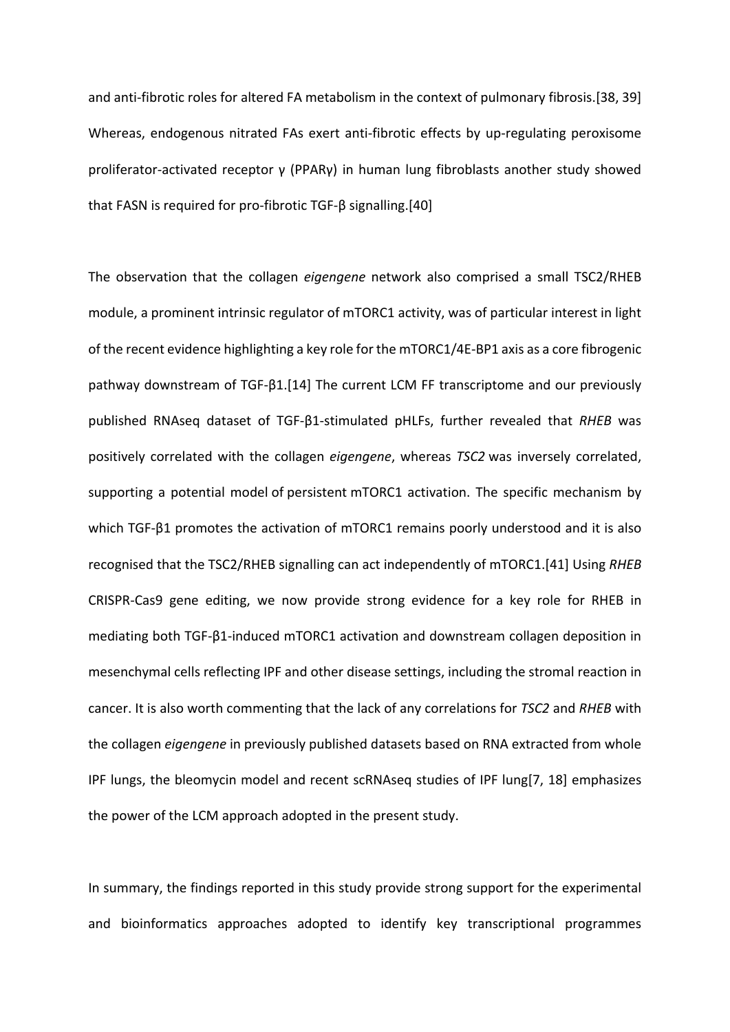and anti-fibrotic roles for altered FA metabolism in the context of pulmonary fibrosis.[38, 39] Whereas, endogenous nitrated FAs exert anti-fibrotic effects by up-regulating peroxisome proliferator-activated receptor γ (PPARγ) in human lung fibroblasts another study showed that FASN is required for pro-fibrotic TGF-β signalling.[40]

The observation that the collagen *eigengene* network also comprised a small TSC2/RHEB module, a prominent intrinsic regulator of mTORC1 activity, was of particular interest in light of the recent evidence highlighting a key role for the mTORC1/4E-BP1 axis as a core fibrogenic pathway downstream of TGF-β1.[14] The current LCM FF transcriptome and our previously published RNAseq dataset of TGF-β1-stimulated pHLFs, further revealed that *RHEB* was positively correlated with the collagen *eigengene*, whereas *TSC2* was inversely correlated, supporting a potential model of persistent mTORC1 activation. The specific mechanism by which TGF-β1 promotes the activation of mTORC1 remains poorly understood and it is also recognised that the TSC2/RHEB signalling can act independently of mTORC1.[41] Using *RHEB* CRISPR-Cas9 gene editing, we now provide strong evidence for a key role for RHEB in mediating both TGF-β1-induced mTORC1 activation and downstream collagen deposition in mesenchymal cells reflecting IPF and other disease settings, including the stromal reaction in cancer. It is also worth commenting that the lack of any correlations for *TSC2* and *RHEB* with the collagen *eigengene* in previously published datasets based on RNA extracted from whole IPF lungs, the bleomycin model and recent scRNAseq studies of IPF lung[7, 18] emphasizes the power of the LCM approach adopted in the present study.

In summary, the findings reported in this study provide strong support for the experimental and bioinformatics approaches adopted to identify key transcriptional programmes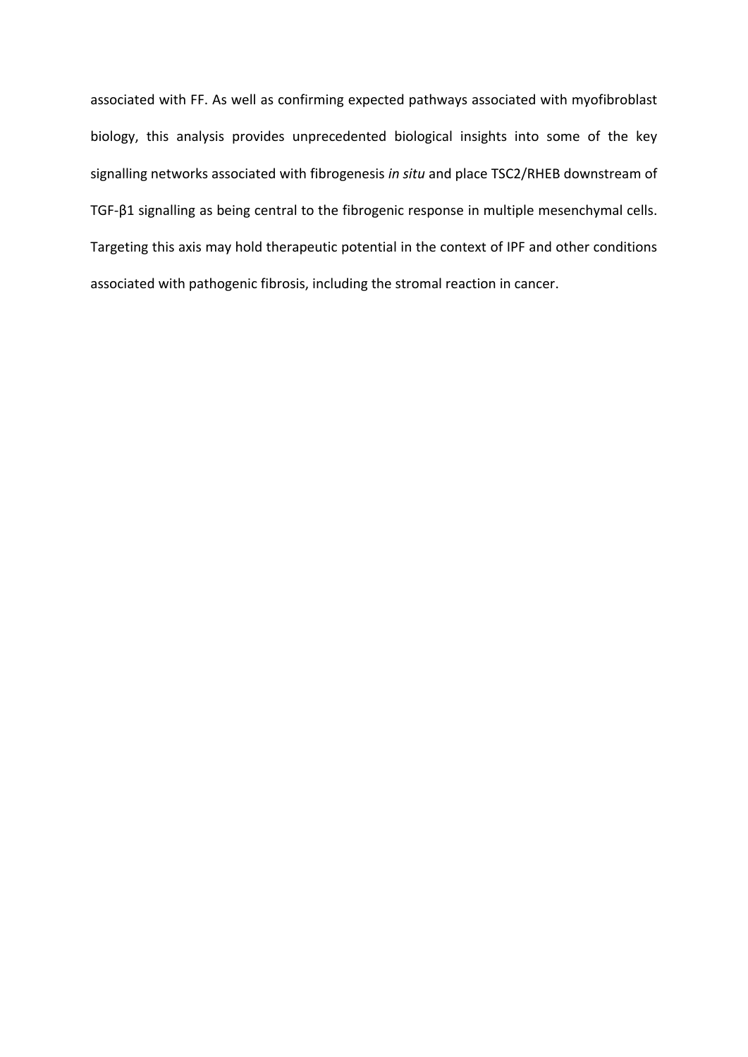associated with FF. As well as confirming expected pathways associated with myofibroblast biology, this analysis provides unprecedented biological insights into some of the key signalling networks associated with fibrogenesis *in situ* and place TSC2/RHEB downstream of TGF-β1 signalling as being central to the fibrogenic response in multiple mesenchymal cells. Targeting this axis may hold therapeutic potential in the context of IPF and other conditions associated with pathogenic fibrosis, including the stromal reaction in cancer.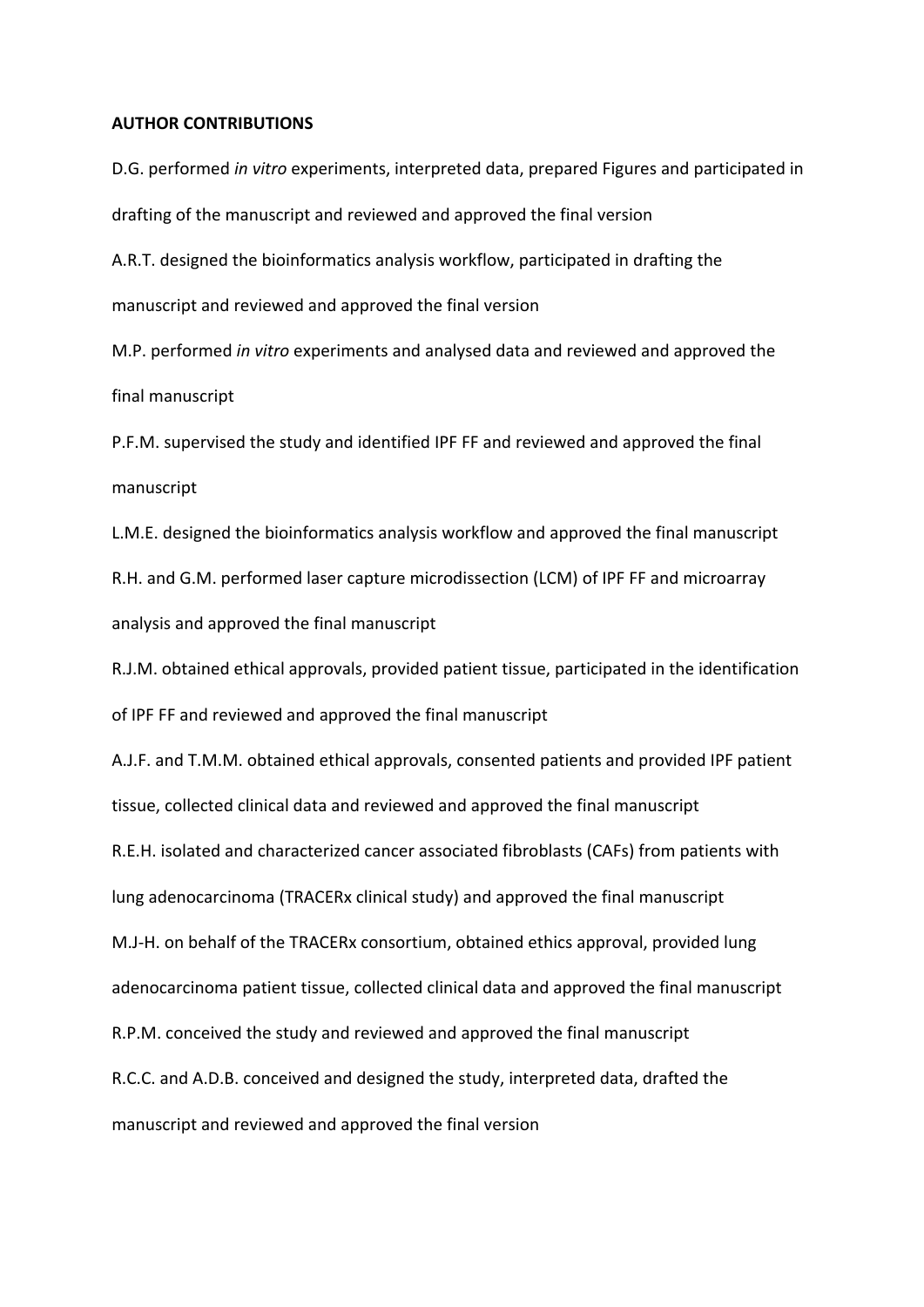**AUTHOR CONTRIBUTIONS**

D.G. performed *in vitro* experiments, interpreted data, prepared Figures and participated in drafting of the manuscript and reviewed and approved the final version

A.R.T. designed the bioinformatics analysis workflow, participated in drafting the manuscript and reviewed and approved the final version

M.P. performed *in vitro* experiments and analysed data and reviewed and approved the final manuscript

P.F.M. supervised the study and identified IPF FF and reviewed and approved the final manuscript

L.M.E. designed the bioinformatics analysis workflow and approved the final manuscript

R.H. and G.M. performed laser capture microdissection (LCM) of IPF FF and microarray analysis and approved the final manuscript

R.J.M. obtained ethical approvals, provided patient tissue, participated in the identification of IPF FF and reviewed and approved the final manuscript

A.J.F. and T.M.M. obtained ethical approvals, consented patients and provided IPF patient tissue, collected clinical data and reviewed and approved the final manuscript

R.E.H. isolated and characterized cancer associated fibroblasts (CAFs) from patients with lung adenocarcinoma (TRACERx clinical study) and approved the final manuscript

M.J-H. on behalf of the TRACERx consortium, obtained ethics approval, provided lung adenocarcinoma patient tissue, collected clinical data and approved the final manuscript

R.P.M. conceived the study and reviewed and approved the final manuscript

R.C.C. and A.D.B. conceived and designed the study, interpreted data, drafted the manuscript and reviewed and approved the final version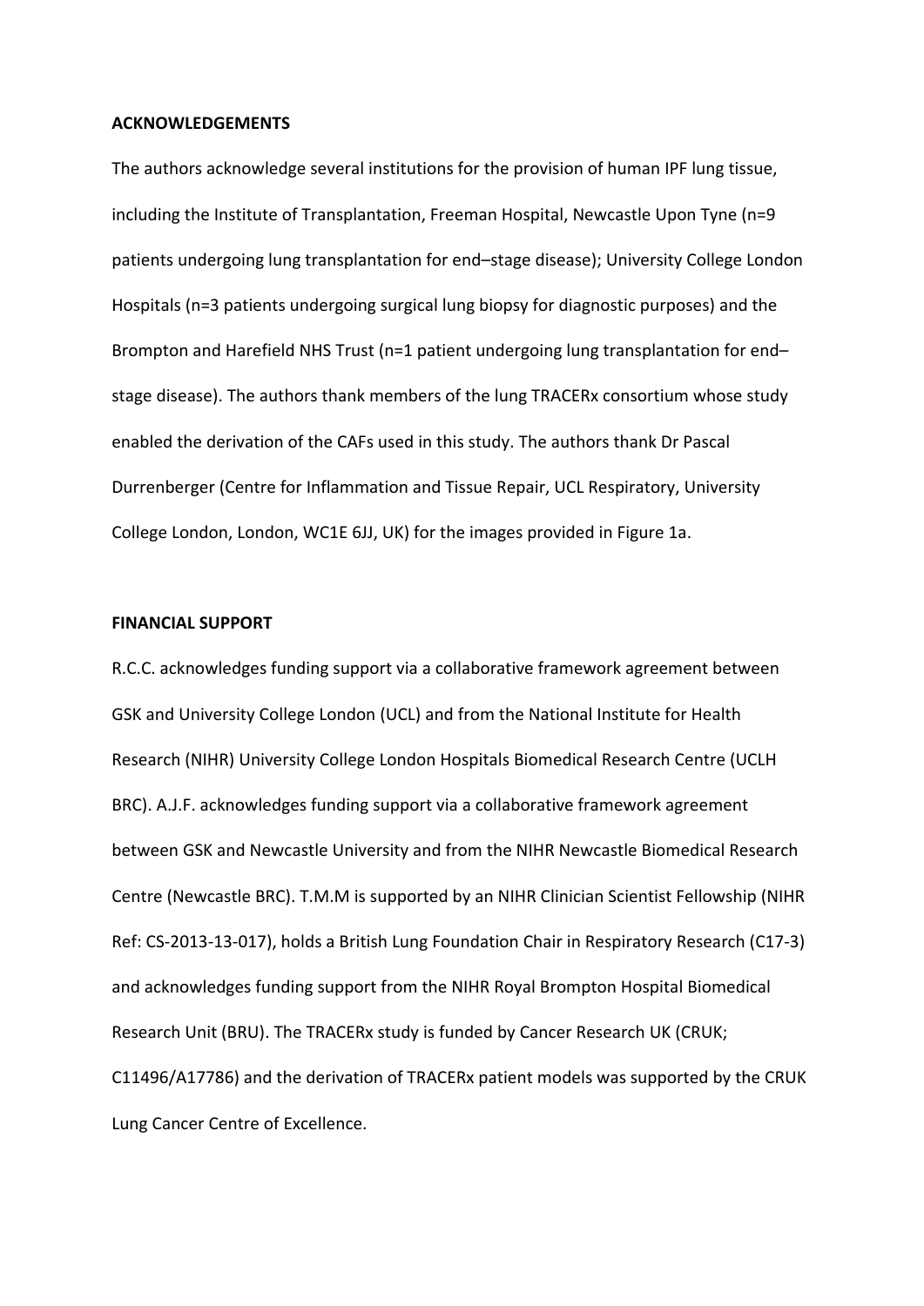**ACKNOWLEDGEMENTS**

The authors acknowledge several institutions for the provision of human IPF lung tissue, including the Institute of Transplantation, Freeman Hospital, Newcastle Upon Tyne (n=9 patients undergoing lung transplantation for end–stage disease); University College London Hospitals (n=3 patients undergoing surgical lung biopsy for diagnostic purposes) and the Brompton and Harefield NHS Trust (n=1 patient undergoing lung transplantation for end–stage disease). The authors thank members of the lung TRACERx consortium whose study enabled the derivation of the CAFs used in this study. The authors thank Dr Pascal Durrenberger (Centre for Inflammation and Tissue Repair, UCL Respiratory, University College London, London, WC1E 6JJ, UK) for the images provided in Figure 1a.

**FINANCIAL SUPPORT**

R.C.C. acknowledges funding support via a collaborative framework agreement between GSK and University College London (UCL) and from the National Institute for Health Research (NIHR) University College London Hospitals Biomedical Research Centre (UCLH BRC). A.J.F. acknowledges funding support via a collaborative framework agreement between GSK and Newcastle University and from the NIHR Newcastle Biomedical Research Centre (Newcastle BRC). T.M.M is supported by an NIHR Clinician Scientist Fellowship (NIHR Ref: CS-2013-13-017), holds a British Lung Foundation Chair in Respiratory Research (C17-3) and acknowledges funding support from the NIHR Royal Brompton Hospital Biomedical Research Unit (BRU). The TRACERx study is funded by Cancer Research UK (CRUK; C11496/A17786) and the derivation of TRACERx patient models was supported by the CRUK Lung Cancer Centre of Excellence.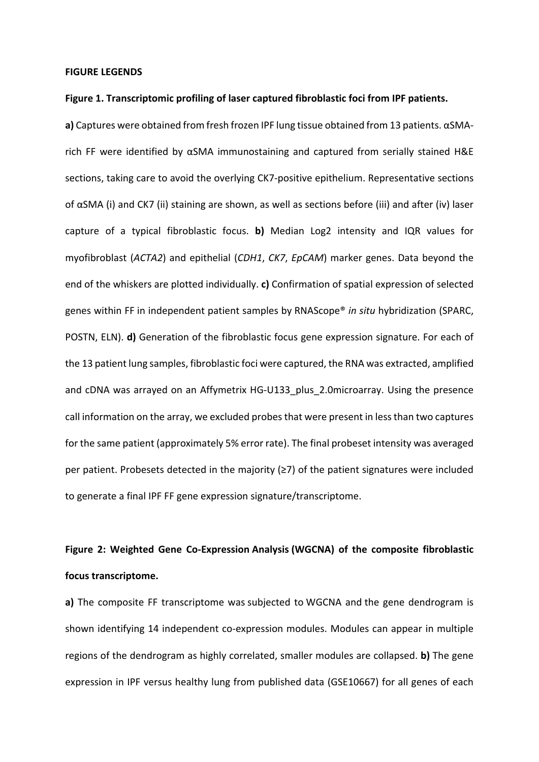**FIGURE LEGENDS**

**Figure 1. Transcriptomic profiling of laser captured fibroblastic foci from IPF patients.**

**a)** Captures were obtained from fresh frozen IPF lung tissue obtained from 13 patients. αSMA-rich FF were identified by αSMA immunostaining and captured from serially stained H&E sections, taking care to avoid the overlying CK7-positive epithelium. Representative sections of αSMA (i) and CK7 (ii) staining are shown, as well as sections before (iii) and after (iv) laser capture of a typical fibroblastic focus. **b)** Median Log2 intensity and IQR values for myofibroblast (*ACTA2*) and epithelial (*CDH1*, *CK7*, *EpCAM*) marker genes. Data beyond the end of the whiskers are plotted individually. **c)** Confirmation of spatial expression of selected genes within FF in independent patient samples by RNAScope® *in situ* hybridization (SPARC, POSTN, ELN). **d)** Generation of the fibroblastic focus gene expression signature. For each of the 13 patient lung samples, fibroblastic foci were captured, the RNA was extracted, amplified and cDNA was arrayed on an Affymetrix HG-U133_plus_2.0microarray. Using the presence call information on the array, we excluded probes that were present in less than two captures for the same patient (approximately 5% error rate). The final probeset intensity was averaged per patient. Probesets detected in the majority (≥7) of the patient signatures were included to generate a final IPF FF gene expression signature/transcriptome.

**Figure 2: Weighted Gene Co-Expression Analysis (WGCNA) of the composite fibroblastic focus transcriptome.**

**a)** The composite FF transcriptome was subjected to WGCNA and the gene dendrogram is shown identifying 14 independent co-expression modules. Modules can appear in multiple regions of the dendrogram as highly correlated, smaller modules are collapsed. **b)** The gene expression in IPF versus healthy lung from published data (GSE10667) for all genes of each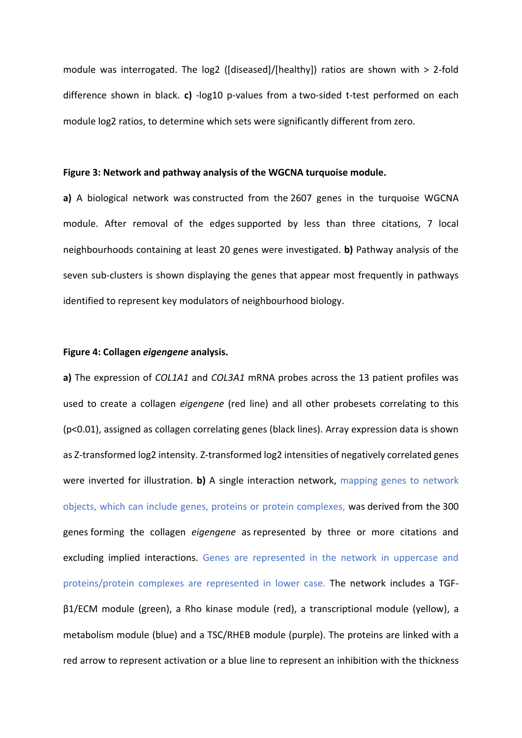module was interrogated. The log2 ([diseased]/[healthy]) ratios are shown with > 2-fold difference shown in black. **c)** -log10 p-values from a two-sided t-test performed on each module log2 ratios, to determine which sets were significantly different from zero.

**Figure 3: Network and pathway analysis of the WGCNA turquoise module.**

**a)** A biological network was constructed from the 2607 genes in the turquoise WGCNA module. After removal of the edges supported by less than three citations, 7 local neighbourhoods containing at least 20 genes were investigated. **b)** Pathway analysis of the seven sub-clusters is shown displaying the genes that appear most frequently in pathways identified to represent key modulators of neighbourhood biology.

**Figure 4: Collagen *eigengene* analysis.**

**a)** The expression of *COL1A1* and *COL3A1* mRNA probes across the 13 patient profiles was used to create a collagen *eigengene* (red line) and all other probesets correlating to this ($p<0.01$), assigned as collagen correlating genes (black lines). Array expression data is shown as Z-transformed log2 intensity. Z-transformed log2 intensities of negatively correlated genes were inverted for illustration. **b)** A single interaction network, mapping genes to network objects, which can include genes, proteins or protein complexes, was derived from the 300 genes forming the collagen *eigengene* as represented by three or more citations and excluding implied interactions. Genes are represented in the network in uppercase and proteins/protein complexes are represented in lower case. The network includes a TGF-β1/ECM module (green), a Rho kinase module (red), a transcriptional module (yellow), a metabolism module (blue) and a TSC/RHEB module (purple). The proteins are linked with a red arrow to represent activation or a blue line to represent an inhibition with the thickness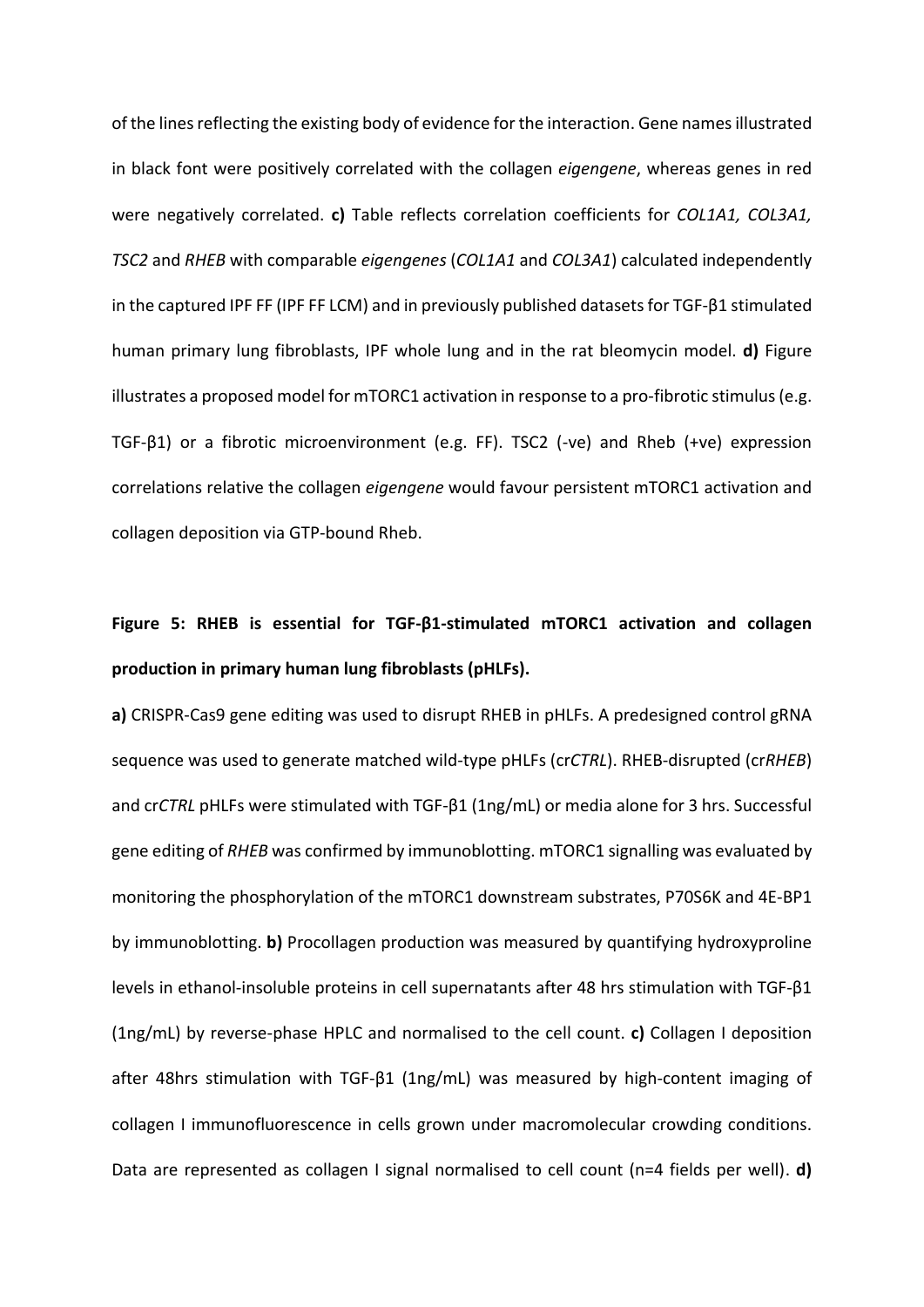of the lines reflecting the existing body of evidence for the interaction. Gene names illustrated in black font were positively correlated with the collagen *eigengene*, whereas genes in red were negatively correlated. **c)** Table reflects correlation coefficients for *COL1A1, COL3A1, TSC2* and *RHEB* with comparable *eigengenes* (*COL1A1* and *COL3A1*) calculated independently in the captured IPF FF (IPF FF LCM) and in previously published datasets for TGF-β1 stimulated human primary lung fibroblasts, IPF whole lung and in the rat bleomycin model. **d)** Figure illustrates a proposed model for mTORC1 activation in response to a pro-fibrotic stimulus (e.g. TGF-β1) or a fibrotic microenvironment (e.g. FF). TSC2 (-ve) and Rheb (+ve) expression correlations relative the collagen *eigengene* would favour persistent mTORC1 activation and collagen deposition via GTP-bound Rheb.

**Figure 5: RHEB is essential for TGF-β1-stimulated mTORC1 activation and collagen production in primary human lung fibroblasts (pHLFs).**

**a)** CRISPR-Cas9 gene editing was used to disrupt RHEB in pHLFs. A predesigned control gRNA sequence was used to generate matched wild-type pHLFs (cr*CTRL*). RHEB-disrupted (cr*RHEB*) and cr*CTRL* pHLFs were stimulated with TGF-β1 (1ng/mL) or media alone for 3 hrs. Successful gene editing of *RHEB* was confirmed by immunoblotting. mTORC1 signalling was evaluated by monitoring the phosphorylation of the mTORC1 downstream substrates, P70S6K and 4E-BP1 by immunoblotting. **b)** Procollagen production was measured by quantifying hydroxyproline levels in ethanol-insoluble proteins in cell supernatants after 48 hrs stimulation with TGF-β1 (1ng/mL) by reverse-phase HPLC and normalised to the cell count. **c)** Collagen I deposition after 48hrs stimulation with TGF-β1 (1ng/mL) was measured by high-content imaging of collagen I immunofluorescence in cells grown under macromolecular crowding conditions. Data are represented as collagen I signal normalised to cell count (n=4 fields per well). **d)**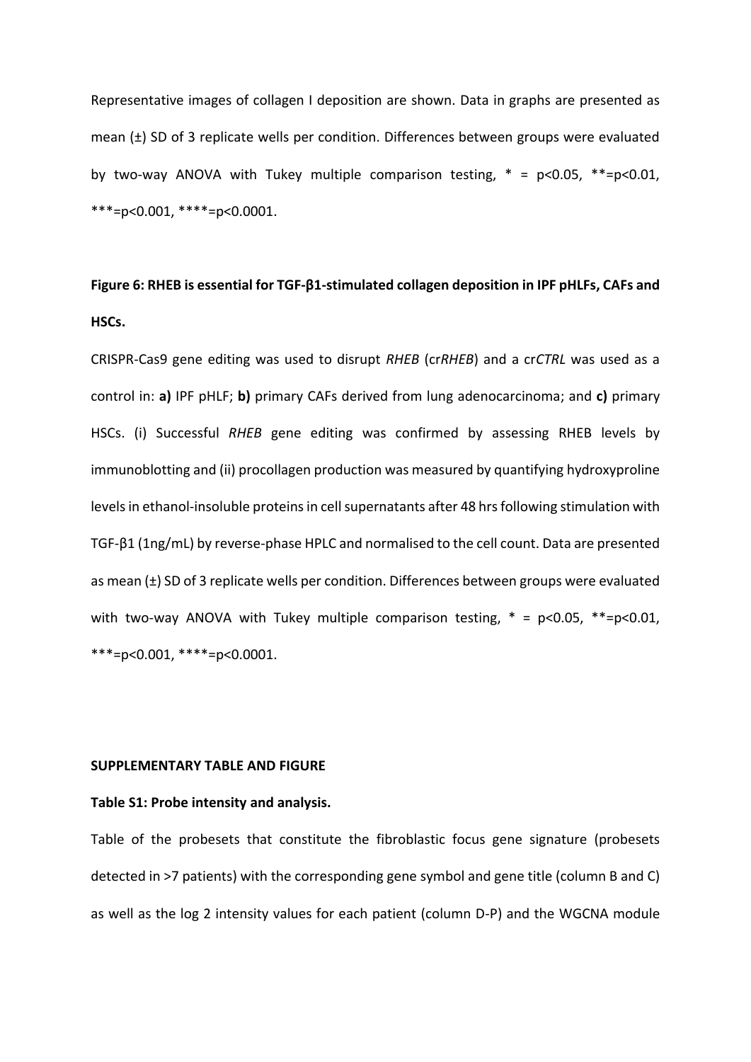Representative images of collagen I deposition are shown. Data in graphs are presented as mean (±) SD of 3 replicate wells per condition. Differences between groups were evaluated by two-way ANOVA with Tukey multiple comparison testing, * = p<0.05, **=p<0.01, ***=p<0.001, ****=p<0.0001.

**Figure 6: RHEB is essential for TGF-β1-stimulated collagen deposition in IPF pHLFs, CAFs and HSCs.**

CRISPR-Cas9 gene editing was used to disrupt *RHEB* (cr*RHEB*) and a cr*CTRL* was used as a control in: **a)** IPF pHLF; **b)** primary CAFs derived from lung adenocarcinoma; and **c)** primary HSCs. (i) Successful *RHEB* gene editing was confirmed by assessing RHEB levels by immunoblotting and (ii) procollagen production was measured by quantifying hydroxyproline levels in ethanol-insoluble proteins in cell supernatants after 48 hrs following stimulation with TGF-β1 (1ng/mL) by reverse-phase HPLC and normalised to the cell count. Data are presented as mean (±) SD of 3 replicate wells per condition. Differences between groups were evaluated with two-way ANOVA with Tukey multiple comparison testing, * = p<0.05, **=p<0.01, ***=p<0.001, ****=p<0.0001.

**SUPPLEMENTARY TABLE AND FIGURE**

**Table S1: Probe intensity and analysis.**

Table of the probesets that constitute the fibroblastic focus gene signature (probesets detected in >7 patients) with the corresponding gene symbol and gene title (column B and C) as well as the log 2 intensity values for each patient (column D-P) and the WGCNA module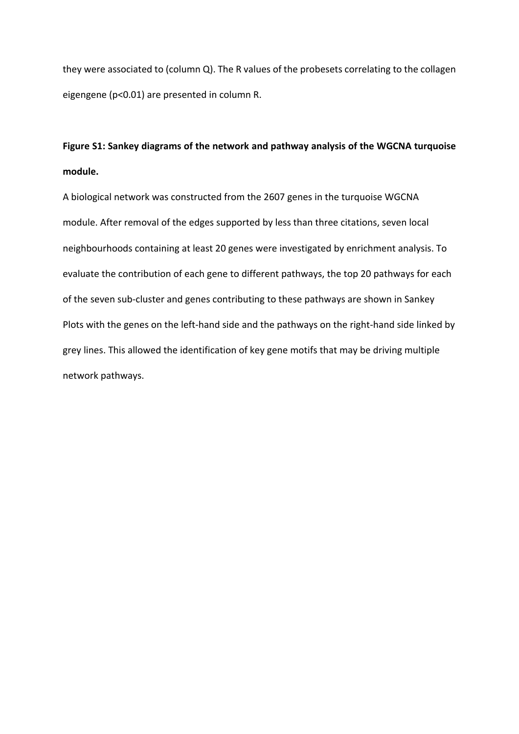they were associated to (column Q). The R values of the probesets correlating to the collagen eigengene ($p<0.01$) are presented in column R.

**Figure S1: Sankey diagrams of the network and pathway analysis of the WGCNA turquoise module.**

A biological network was constructed from the 2607 genes in the turquoise WGCNA module. After removal of the edges supported by less than three citations, seven local neighbourhoods containing at least 20 genes were investigated by enrichment analysis. To evaluate the contribution of each gene to different pathways, the top 20 pathways for each of the seven sub-cluster and genes contributing to these pathways are shown in Sankey Plots with the genes on the left-hand side and the pathways on the right-hand side linked by grey lines. This allowed the identification of key gene motifs that may be driving multiple network pathways.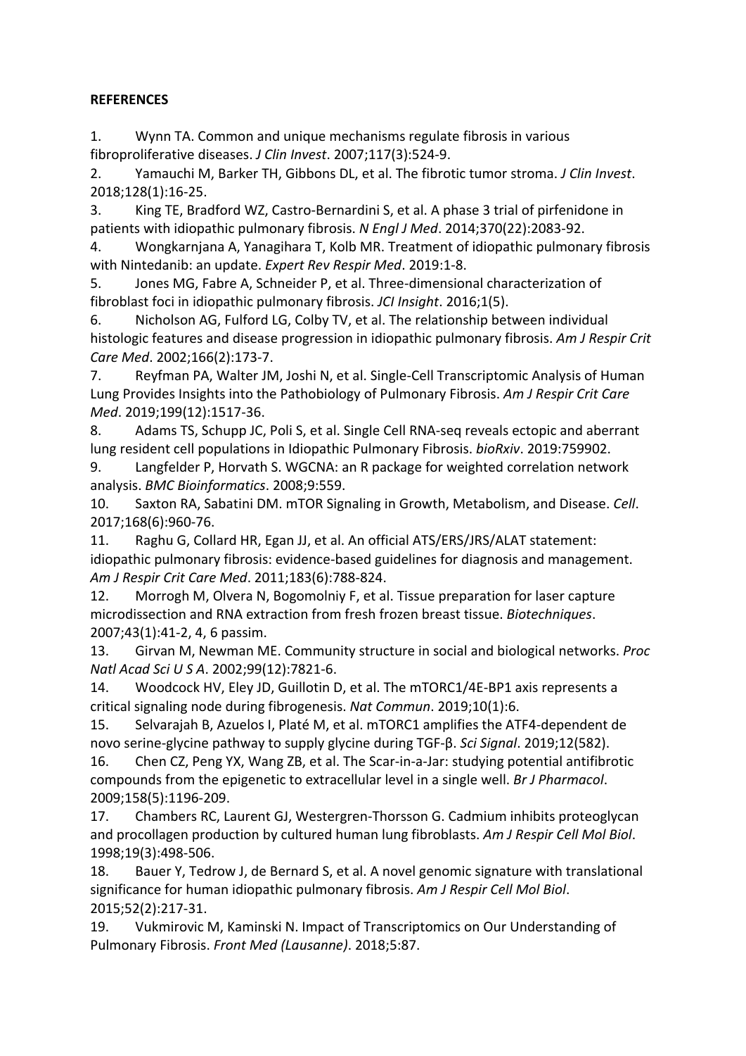**REFERENCES**

1. Wynn TA. Common and unique mechanisms regulate fibrosis in various fibroproliferative diseases. *J Clin Invest*. 2007;117(3):524-9.
2. Yamauchi M, Barker TH, Gibbons DL, et al. The fibrotic tumor stroma. *J Clin Invest*. 2018;128(1):16-25.
3. King TE, Bradford WZ, Castro-Bernardini S, et al. A phase 3 trial of pirfenidone in patients with idiopathic pulmonary fibrosis. *N Engl J Med*. 2014;370(22):2083-92.
4. Wongkarnjana A, Yanagihara T, Kolb MR. Treatment of idiopathic pulmonary fibrosis with Nintedanib: an update. *Expert Rev Respir Med*. 2019:1-8.
5. Jones MG, Fabre A, Schneider P, et al. Three-dimensional characterization of fibroblast foci in idiopathic pulmonary fibrosis. *JCI Insight*. 2016;1(5).
6. Nicholson AG, Fulford LG, Colby TV, et al. The relationship between individual histologic features and disease progression in idiopathic pulmonary fibrosis. *Am J Respir Crit Care Med*. 2002;166(2):173-7.
7. Reyfman PA, Walter JM, Joshi N, et al. Single-Cell Transcriptomic Analysis of Human Lung Provides Insights into the Pathobiology of Pulmonary Fibrosis. *Am J Respir Crit Care Med*. 2019;199(12):1517-36.
8. Adams TS, Schupp JC, Poli S, et al. Single Cell RNA-seq reveals ectopic and aberrant lung resident cell populations in Idiopathic Pulmonary Fibrosis. *bioRxiv*. 2019:759902.
9. Langfelder P, Horvath S. WGCNA: an R package for weighted correlation network analysis. *BMC Bioinformatics*. 2008;9:559.
10. Saxton RA, Sabatini DM. mTOR Signaling in Growth, Metabolism, and Disease. *Cell*. 2017;168(6):960-76.
11. Raghu G, Collard HR, Egan JJ, et al. An official ATS/ERS/JRS/ALAT statement: idiopathic pulmonary fibrosis: evidence-based guidelines for diagnosis and management. *Am J Respir Crit Care Med*. 2011;183(6):788-824.
12. Morrogh M, Olvera N, Bogomolniy F, et al. Tissue preparation for laser capture microdissection and RNA extraction from fresh frozen breast tissue. *Biotechniques*. 2007;43(1):41-2, 4, 6 passim.
13. Girvan M, Newman ME. Community structure in social and biological networks. *Proc Natl Acad Sci U S A*. 2002;99(12):7821-6.
14. Woodcock HV, Eley JD, Guillotin D, et al. The mTORC1/4E-BP1 axis represents a critical signaling node during fibrogenesis. *Nat Commun*. 2019;10(1):6.
15. Selvarajah B, Azuelos I, Platé M, et al. mTORC1 amplifies the ATF4-dependent de novo serine-glycine pathway to supply glycine during TGF-β. *Sci Signal*. 2019;12(582).
16. Chen CZ, Peng YX, Wang ZB, et al. The Scar-in-a-Jar: studying potential antifibrotic compounds from the epigenetic to extracellular level in a single well. *Br J Pharmacol*. 2009;158(5):1196-209.
17. Chambers RC, Laurent GJ, Westergren-Thorsson G. Cadmium inhibits proteoglycan and procollagen production by cultured human lung fibroblasts. *Am J Respir Cell Mol Biol*. 1998;19(3):498-506.
18. Bauer Y, Tedrow J, de Bernard S, et al. A novel genomic signature with translational significance for human idiopathic pulmonary fibrosis. *Am J Respir Cell Mol Biol*. 2015;52(2):217-31.
19. Vukmirovic M, Kaminski N. Impact of Transcriptomics on Our Understanding of Pulmonary Fibrosis. *Front Med (Lausanne)*. 2018;5:87.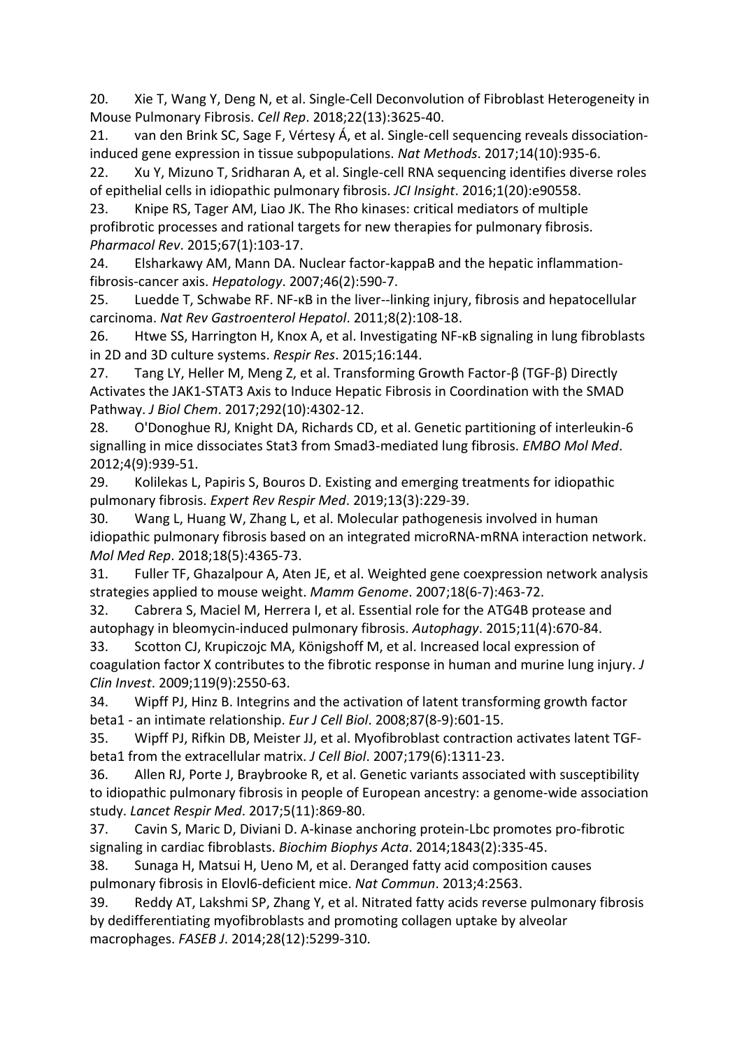20. Xie T, Wang Y, Deng N, et al. Single-Cell Deconvolution of Fibroblast Heterogeneity in Mouse Pulmonary Fibrosis. *Cell Rep*. 2018;22(13):3625-40.

21. van den Brink SC, Sage F, Vértesy Á, et al. Single-cell sequencing reveals dissociation-induced gene expression in tissue subpopulations. *Nat Methods*. 2017;14(10):935-6.

22. Xu Y, Mizuno T, Sridharan A, et al. Single-cell RNA sequencing identifies diverse roles of epithelial cells in idiopathic pulmonary fibrosis. *JCI Insight*. 2016;1(20):e90558.

23. Knipe RS, Tager AM, Liao JK. The Rho kinases: critical mediators of multiple profibrotic processes and rational targets for new therapies for pulmonary fibrosis. *Pharmacol Rev*. 2015;67(1):103-17.

24. Elsharkawy AM, Mann DA. Nuclear factor-kappaB and the hepatic inflammation-fibrosis-cancer axis. *Hepatology*. 2007;46(2):590-7.

25. Luedde T, Schwabe RF. NF-κB in the liver--linking injury, fibrosis and hepatocellular carcinoma. *Nat Rev Gastroenterol Hepatol*. 2011;8(2):108-18.

26. Htwe SS, Harrington H, Knox A, et al. Investigating NF-κB signaling in lung fibroblasts in 2D and 3D culture systems. *Respir Res*. 2015;16:144.

27. Tang LY, Heller M, Meng Z, et al. Transforming Growth Factor-β (TGF-β) Directly Activates the JAK1-STAT3 Axis to Induce Hepatic Fibrosis in Coordination with the SMAD Pathway. *J Biol Chem*. 2017;292(10):4302-12.

28. O'Donoghue RJ, Knight DA, Richards CD, et al. Genetic partitioning of interleukin-6 signalling in mice dissociates Stat3 from Smad3-mediated lung fibrosis. *EMBO Mol Med*. 2012;4(9):939-51.

29. Kolilekas L, Papiris S, Bouros D. Existing and emerging treatments for idiopathic pulmonary fibrosis. *Expert Rev Respir Med*. 2019;13(3):229-39.

30. Wang L, Huang W, Zhang L, et al. Molecular pathogenesis involved in human idiopathic pulmonary fibrosis based on an integrated microRNA-mRNA interaction network. *Mol Med Rep*. 2018;18(5):4365-73.

31. Fuller TF, Ghazalpour A, Aten JE, et al. Weighted gene coexpression network analysis strategies applied to mouse weight. *Mamm Genome*. 2007;18(6-7):463-72.

32. Cabrera S, Maciel M, Herrera I, et al. Essential role for the ATG4B protease and autophagy in bleomycin-induced pulmonary fibrosis. *Autophagy*. 2015;11(4):670-84.

33. Scotton CJ, Krupiczojc MA, Königshoff M, et al. Increased local expression of coagulation factor X contributes to the fibrotic response in human and murine lung injury. *J Clin Invest*. 2009;119(9):2550-63.

34. Wipff PJ, Hinz B. Integrins and the activation of latent transforming growth factor beta1 - an intimate relationship. *Eur J Cell Biol*. 2008;87(8-9):601-15.

35. Wipff PJ, Rifkin DB, Meister JJ, et al. Myofibroblast contraction activates latent TGF-beta1 from the extracellular matrix. *J Cell Biol*. 2007;179(6):1311-23.

36. Allen RJ, Porte J, Braybrooke R, et al. Genetic variants associated with susceptibility to idiopathic pulmonary fibrosis in people of European ancestry: a genome-wide association study. *Lancet Respir Med*. 2017;5(11):869-80.

37. Cavin S, Maric D, Diviani D. A-kinase anchoring protein-Lbc promotes pro-fibrotic signaling in cardiac fibroblasts. *Biochim Biophys Acta*. 2014;1843(2):335-45.

38. Sunaga H, Matsui H, Ueno M, et al. Deranged fatty acid composition causes pulmonary fibrosis in Elovl6-deficient mice. *Nat Commun*. 2013;4:2563.

39. Reddy AT, Lakshmi SP, Zhang Y, et al. Nitrated fatty acids reverse pulmonary fibrosis by dedifferentiating myofibroblasts and promoting collagen uptake by alveolar macrophages. *FASEB J*. 2014;28(12):5299-310.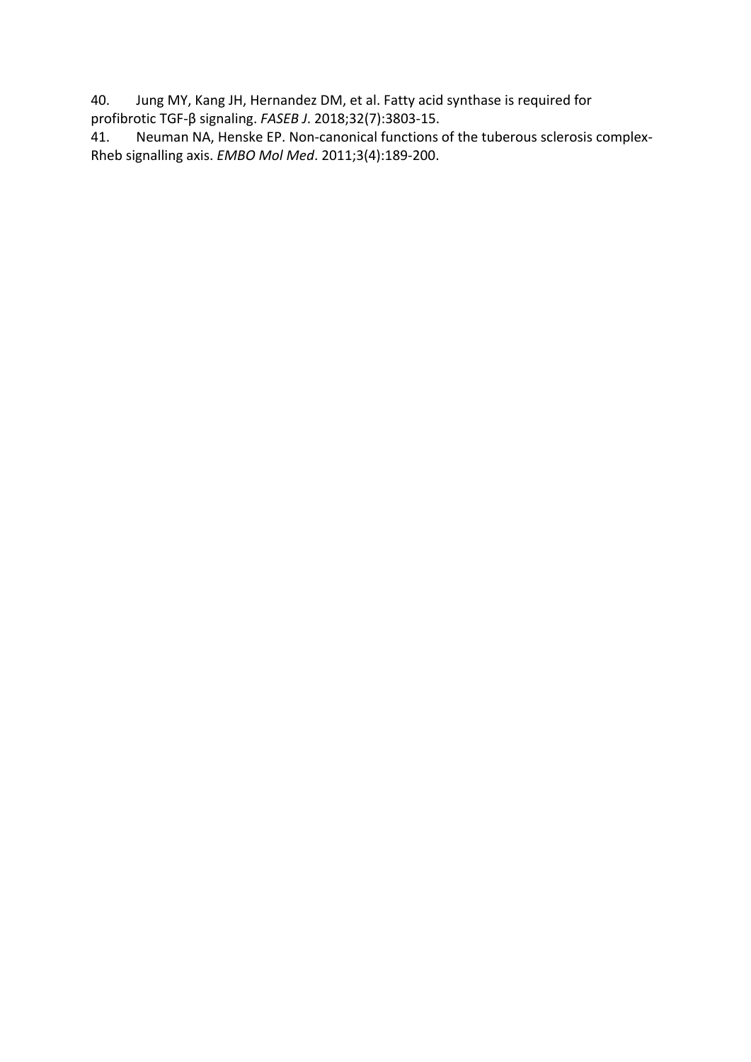40. Jung MY, Kang JH, Hernandez DM, et al. Fatty acid synthase is required for profibrotic TGF-β signaling. *FASEB J*. 2018;32(7):3803-15.

41. Neuman NA, Henske EP. Non-canonical functions of the tuberous sclerosis complex-Rheb signalling axis. *EMBO Mol Med*. 2011;3(4):189-200.